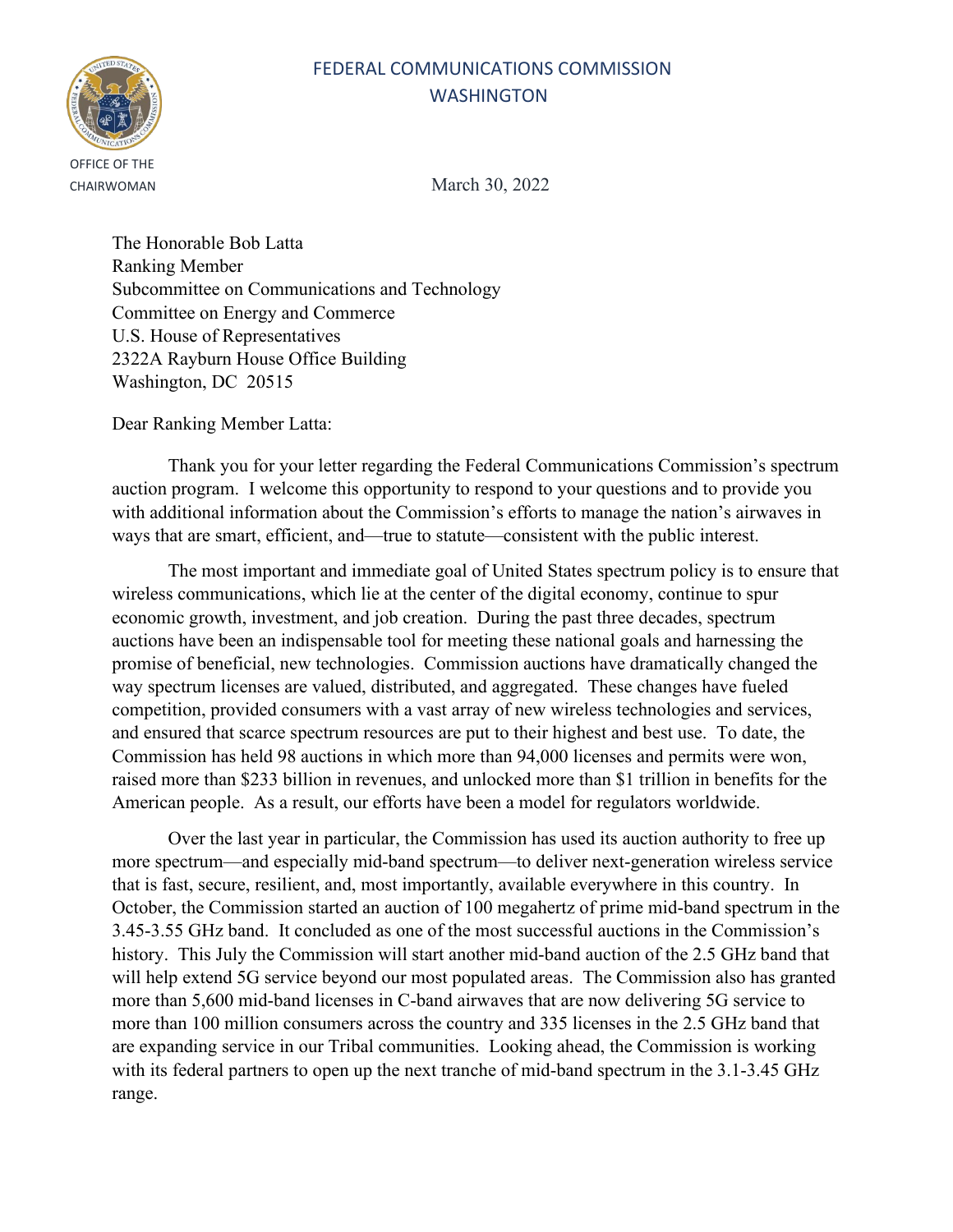FEDERAL COMMUNICATIONS COMMISSION
WASHINGTON

OFFICE OF THE CHAIRWOMAN

March 30, 2022

The Honorable Bob Latta
Ranking Member
Subcommittee on Communications and Technology
Committee on Energy and Commerce
U.S. House of Representatives
2322A Rayburn House Office Building
Washington, DC 20515

Dear Ranking Member Latta:

Thank you for your letter regarding the Federal Communications Commission's spectrum auction program. I welcome this opportunity to respond to your questions and to provide you with additional information about the Commission's efforts to manage the nation's airwaves in ways that are smart, efficient, and—true to statute—consistent with the public interest.

The most important and immediate goal of United States spectrum policy is to ensure that wireless communications, which lie at the center of the digital economy, continue to spur economic growth, investment, and job creation. During the past three decades, spectrum auctions have been an indispensable tool for meeting these national goals and harnessing the promise of beneficial, new technologies. Commission auctions have dramatically changed the way spectrum licenses are valued, distributed, and aggregated. These changes have fueled competition, provided consumers with a vast array of new wireless technologies and services, and ensured that scarce spectrum resources are put to their highest and best use. To date, the Commission has held 98 auctions in which more than 94,000 licenses and permits were won, raised more than \$233 billion in revenues, and unlocked more than \$1 trillion in benefits for the American people. As a result, our efforts have been a model for regulators worldwide.

Over the last year in particular, the Commission has used its auction authority to free up more spectrum—and especially mid-band spectrum—to deliver next-generation wireless service that is fast, secure, resilient, and, most importantly, available everywhere in this country. In October, the Commission started an auction of 100 megahertz of prime mid-band spectrum in the 3.45-3.55 GHz band. It concluded as one of the most successful auctions in the Commission's history. This July the Commission will start another mid-band auction of the 2.5 GHz band that will help extend 5G service beyond our most populated areas. The Commission also has granted more than 5,600 mid-band licenses in C-band airwaves that are now delivering 5G service to more than 100 million consumers across the country and 335 licenses in the 2.5 GHz band that are expanding service in our Tribal communities. Looking ahead, the Commission is working with its federal partners to open up the next tranche of mid-band spectrum in the 3.1-3.45 GHz range.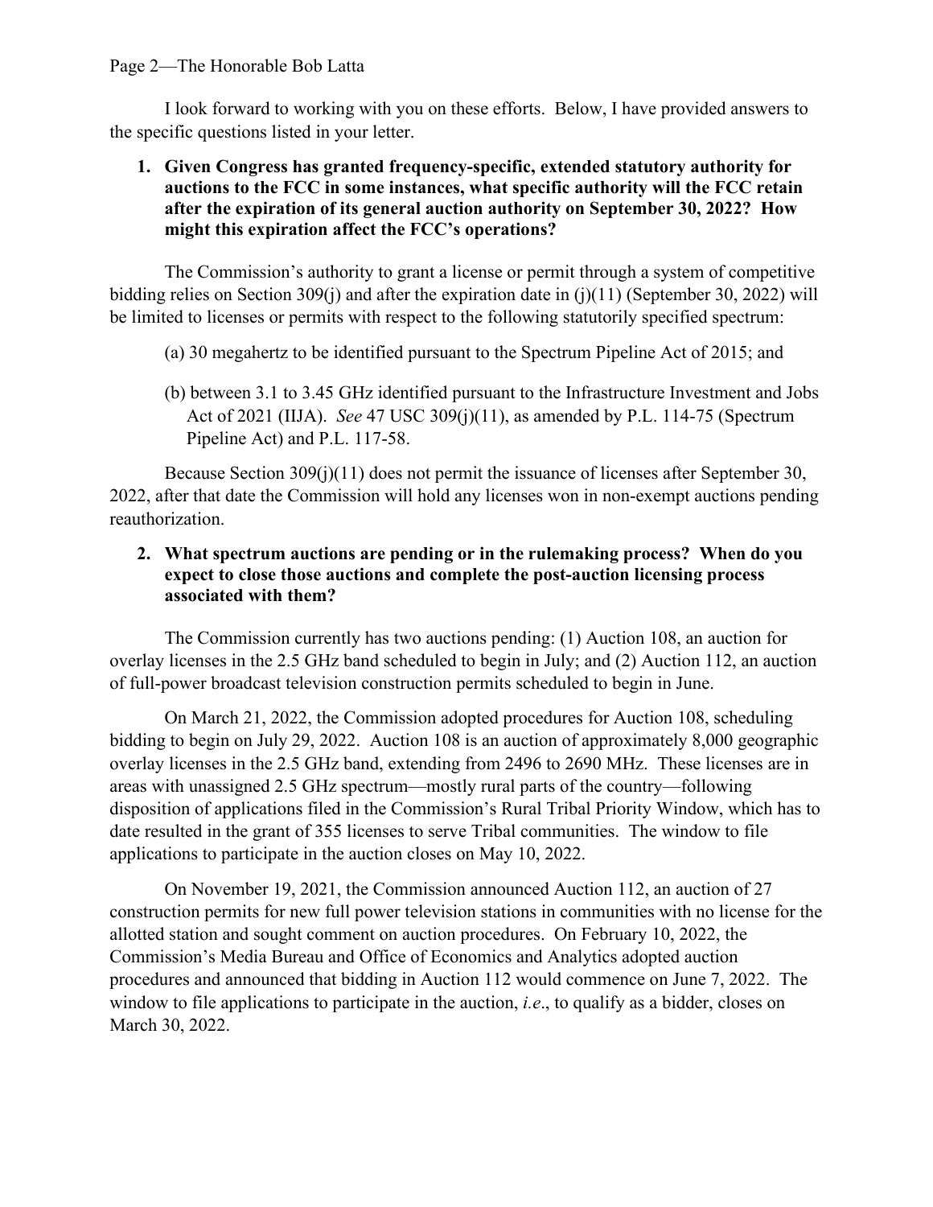I look forward to working with you on these efforts. Below, I have provided answers to the specific questions listed in your letter.

1. **Given Congress has granted frequency-specific, extended statutory authority for auctions to the FCC in some instances, what specific authority will the FCC retain after the expiration of its general auction authority on September 30, 2022? How might this expiration affect the FCC's operations?**

The Commission's authority to grant a license or permit through a system of competitive bidding relies on Section 309(j) and after the expiration date in (j)(11) (September 30, 2022) will be limited to licenses or permits with respect to the following statutorily specified spectrum:

(a) 30 megahertz to be identified pursuant to the Spectrum Pipeline Act of 2015; and

(b) between 3.1 to 3.45 GHz identified pursuant to the Infrastructure Investment and Jobs Act of 2021 (IIJA). *See* 47 USC 309(j)(11), as amended by P.L. 114-75 (Spectrum Pipeline Act) and P.L. 117-58.

Because Section 309(j)(11) does not permit the issuance of licenses after September 30, 2022, after that date the Commission will hold any licenses won in non-exempt auctions pending reauthorization.

2. **What spectrum auctions are pending or in the rulemaking process? When do you expect to close those auctions and complete the post-auction licensing process associated with them?**

The Commission currently has two auctions pending: (1) Auction 108, an auction for overlay licenses in the 2.5 GHz band scheduled to begin in July; and (2) Auction 112, an auction of full-power broadcast television construction permits scheduled to begin in June.

On March 21, 2022, the Commission adopted procedures for Auction 108, scheduling bidding to begin on July 29, 2022. Auction 108 is an auction of approximately 8,000 geographic overlay licenses in the 2.5 GHz band, extending from 2496 to 2690 MHz. These licenses are in areas with unassigned 2.5 GHz spectrum—mostly rural parts of the country—following disposition of applications filed in the Commission's Rural Tribal Priority Window, which has to date resulted in the grant of 355 licenses to serve Tribal communities. The window to file applications to participate in the auction closes on May 10, 2022.

On November 19, 2021, the Commission announced Auction 112, an auction of 27 construction permits for new full power television stations in communities with no license for the allotted station and sought comment on auction procedures. On February 10, 2022, the Commission's Media Bureau and Office of Economics and Analytics adopted auction procedures and announced that bidding in Auction 112 would commence on June 7, 2022. The window to file applications to participate in the auction, *i.e*., to qualify as a bidder, closes on March 30, 2022.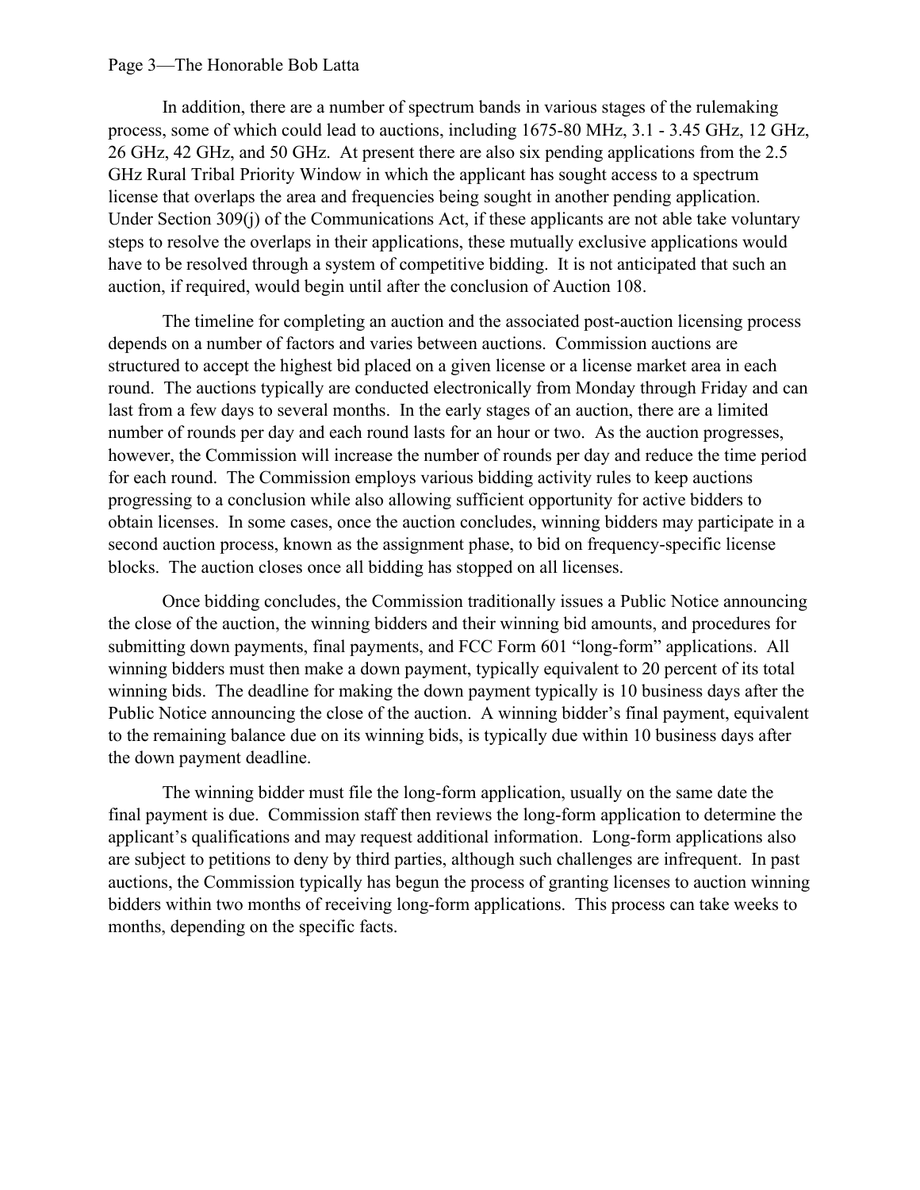In addition, there are a number of spectrum bands in various stages of the rulemaking process, some of which could lead to auctions, including 1675-80 MHz, 3.1 - 3.45 GHz, 12 GHz, 26 GHz, 42 GHz, and 50 GHz. At present there are also six pending applications from the 2.5 GHz Rural Tribal Priority Window in which the applicant has sought access to a spectrum license that overlaps the area and frequencies being sought in another pending application. Under Section 309(j) of the Communications Act, if these applicants are not able take voluntary steps to resolve the overlaps in their applications, these mutually exclusive applications would have to be resolved through a system of competitive bidding. It is not anticipated that such an auction, if required, would begin until after the conclusion of Auction 108.

The timeline for completing an auction and the associated post-auction licensing process depends on a number of factors and varies between auctions. Commission auctions are structured to accept the highest bid placed on a given license or a license market area in each round. The auctions typically are conducted electronically from Monday through Friday and can last from a few days to several months. In the early stages of an auction, there are a limited number of rounds per day and each round lasts for an hour or two. As the auction progresses, however, the Commission will increase the number of rounds per day and reduce the time period for each round. The Commission employs various bidding activity rules to keep auctions progressing to a conclusion while also allowing sufficient opportunity for active bidders to obtain licenses. In some cases, once the auction concludes, winning bidders may participate in a second auction process, known as the assignment phase, to bid on frequency-specific license blocks. The auction closes once all bidding has stopped on all licenses.

Once bidding concludes, the Commission traditionally issues a Public Notice announcing the close of the auction, the winning bidders and their winning bid amounts, and procedures for submitting down payments, final payments, and FCC Form 601 "long-form" applications. All winning bidders must then make a down payment, typically equivalent to 20 percent of its total winning bids. The deadline for making the down payment typically is 10 business days after the Public Notice announcing the close of the auction. A winning bidder's final payment, equivalent to the remaining balance due on its winning bids, is typically due within 10 business days after the down payment deadline.

The winning bidder must file the long-form application, usually on the same date the final payment is due. Commission staff then reviews the long-form application to determine the applicant's qualifications and may request additional information. Long-form applications also are subject to petitions to deny by third parties, although such challenges are infrequent. In past auctions, the Commission typically has begun the process of granting licenses to auction winning bidders within two months of receiving long-form applications. This process can take weeks to months, depending on the specific facts.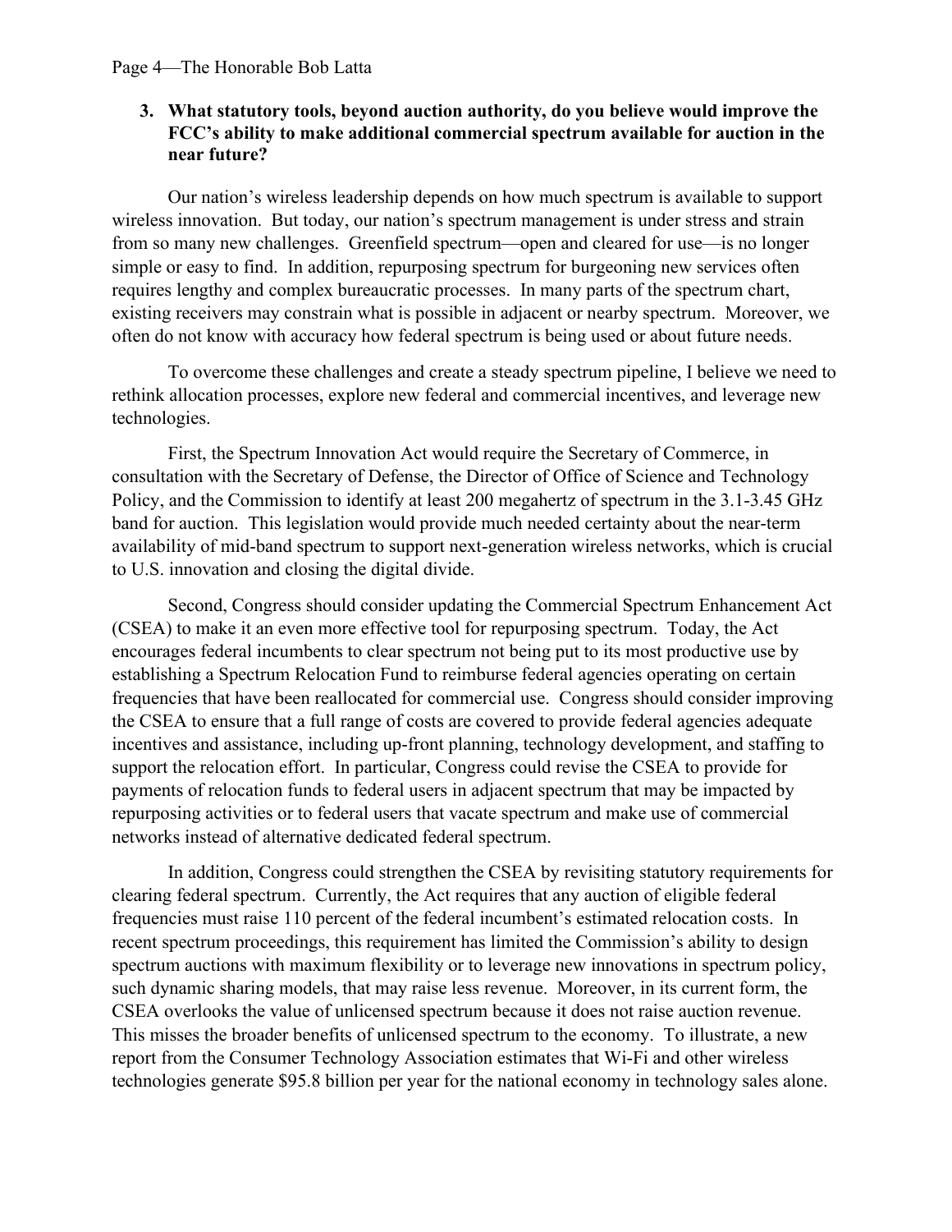**3. What statutory tools, beyond auction authority, do you believe would improve the FCC's ability to make additional commercial spectrum available for auction in the near future?**

Our nation's wireless leadership depends on how much spectrum is available to support wireless innovation. But today, our nation's spectrum management is under stress and strain from so many new challenges. Greenfield spectrum—open and cleared for use—is no longer simple or easy to find. In addition, repurposing spectrum for burgeoning new services often requires lengthy and complex bureaucratic processes. In many parts of the spectrum chart, existing receivers may constrain what is possible in adjacent or nearby spectrum. Moreover, we often do not know with accuracy how federal spectrum is being used or about future needs.

To overcome these challenges and create a steady spectrum pipeline, I believe we need to rethink allocation processes, explore new federal and commercial incentives, and leverage new technologies.

First, the Spectrum Innovation Act would require the Secretary of Commerce, in consultation with the Secretary of Defense, the Director of Office of Science and Technology Policy, and the Commission to identify at least 200 megahertz of spectrum in the 3.1-3.45 GHz band for auction. This legislation would provide much needed certainty about the near-term availability of mid-band spectrum to support next-generation wireless networks, which is crucial to U.S. innovation and closing the digital divide.

Second, Congress should consider updating the Commercial Spectrum Enhancement Act (CSEA) to make it an even more effective tool for repurposing spectrum. Today, the Act encourages federal incumbents to clear spectrum not being put to its most productive use by establishing a Spectrum Relocation Fund to reimburse federal agencies operating on certain frequencies that have been reallocated for commercial use. Congress should consider improving the CSEA to ensure that a full range of costs are covered to provide federal agencies adequate incentives and assistance, including up-front planning, technology development, and staffing to support the relocation effort. In particular, Congress could revise the CSEA to provide for payments of relocation funds to federal users in adjacent spectrum that may be impacted by repurposing activities or to federal users that vacate spectrum and make use of commercial networks instead of alternative dedicated federal spectrum.

In addition, Congress could strengthen the CSEA by revisiting statutory requirements for clearing federal spectrum. Currently, the Act requires that any auction of eligible federal frequencies must raise 110 percent of the federal incumbent's estimated relocation costs. In recent spectrum proceedings, this requirement has limited the Commission's ability to design spectrum auctions with maximum flexibility or to leverage new innovations in spectrum policy, such dynamic sharing models, that may raise less revenue. Moreover, in its current form, the CSEA overlooks the value of unlicensed spectrum because it does not raise auction revenue. This misses the broader benefits of unlicensed spectrum to the economy. To illustrate, a new report from the Consumer Technology Association estimates that Wi-Fi and other wireless technologies generate $95.8 billion per year for the national economy in technology sales alone.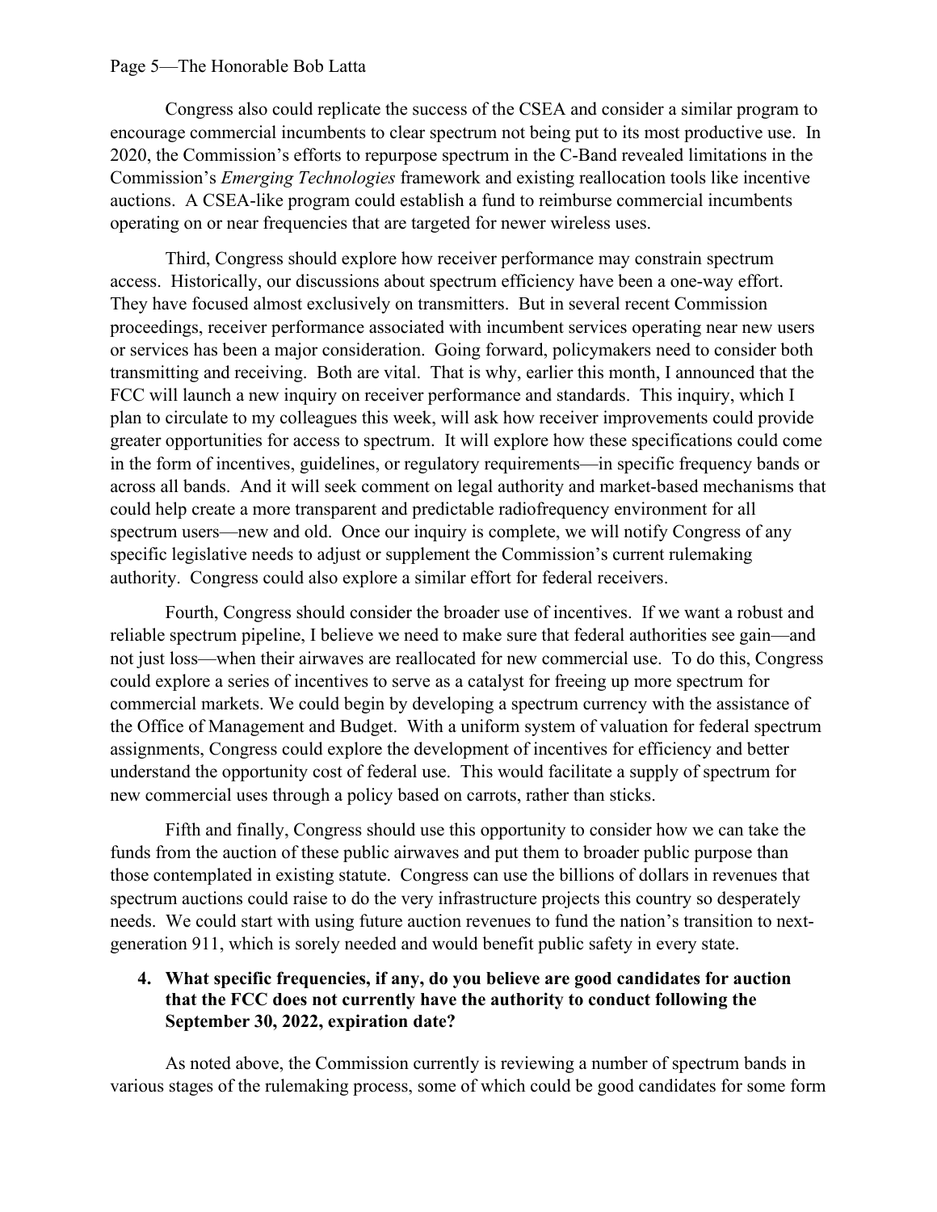Congress also could replicate the success of the CSEA and consider a similar program to encourage commercial incumbents to clear spectrum not being put to its most productive use. In 2020, the Commission's efforts to repurpose spectrum in the C-Band revealed limitations in the Commission's *Emerging Technologies* framework and existing reallocation tools like incentive auctions. A CSEA-like program could establish a fund to reimburse commercial incumbents operating on or near frequencies that are targeted for newer wireless uses.

Third, Congress should explore how receiver performance may constrain spectrum access. Historically, our discussions about spectrum efficiency have been a one-way effort. They have focused almost exclusively on transmitters. But in several recent Commission proceedings, receiver performance associated with incumbent services operating near new users or services has been a major consideration. Going forward, policymakers need to consider both transmitting and receiving. Both are vital. That is why, earlier this month, I announced that the FCC will launch a new inquiry on receiver performance and standards. This inquiry, which I plan to circulate to my colleagues this week, will ask how receiver improvements could provide greater opportunities for access to spectrum. It will explore how these specifications could come in the form of incentives, guidelines, or regulatory requirements—in specific frequency bands or across all bands. And it will seek comment on legal authority and market-based mechanisms that could help create a more transparent and predictable radiofrequency environment for all spectrum users—new and old. Once our inquiry is complete, we will notify Congress of any specific legislative needs to adjust or supplement the Commission's current rulemaking authority. Congress could also explore a similar effort for federal receivers.

Fourth, Congress should consider the broader use of incentives. If we want a robust and reliable spectrum pipeline, I believe we need to make sure that federal authorities see gain—and not just loss—when their airwaves are reallocated for new commercial use. To do this, Congress could explore a series of incentives to serve as a catalyst for freeing up more spectrum for commercial markets. We could begin by developing a spectrum currency with the assistance of the Office of Management and Budget. With a uniform system of valuation for federal spectrum assignments, Congress could explore the development of incentives for efficiency and better understand the opportunity cost of federal use. This would facilitate a supply of spectrum for new commercial uses through a policy based on carrots, rather than sticks.

Fifth and finally, Congress should use this opportunity to consider how we can take the funds from the auction of these public airwaves and put them to broader public purpose than those contemplated in existing statute. Congress can use the billions of dollars in revenues that spectrum auctions could raise to do the very infrastructure projects this country so desperately needs. We could start with using future auction revenues to fund the nation's transition to next-generation 911, which is sorely needed and would benefit public safety in every state.

4. **What specific frequencies, if any, do you believe are good candidates for auction that the FCC does not currently have the authority to conduct following the September 30, 2022, expiration date?**

As noted above, the Commission currently is reviewing a number of spectrum bands in various stages of the rulemaking process, some of which could be good candidates for some form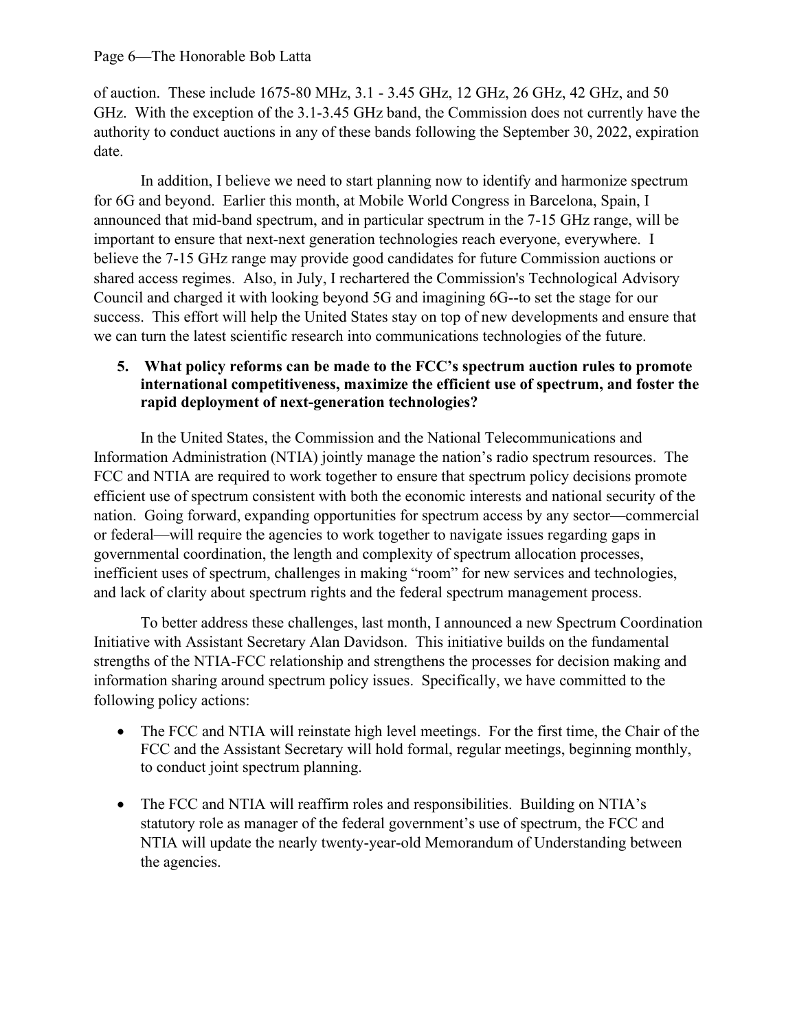of auction. These include 1675-80 MHz, 3.1 - 3.45 GHz, 12 GHz, 26 GHz, 42 GHz, and 50 GHz. With the exception of the 3.1-3.45 GHz band, the Commission does not currently have the authority to conduct auctions in any of these bands following the September 30, 2022, expiration date.

In addition, I believe we need to start planning now to identify and harmonize spectrum for 6G and beyond. Earlier this month, at Mobile World Congress in Barcelona, Spain, I announced that mid-band spectrum, and in particular spectrum in the 7-15 GHz range, will be important to ensure that next-next generation technologies reach everyone, everywhere. I believe the 7-15 GHz range may provide good candidates for future Commission auctions or shared access regimes. Also, in July, I rechartered the Commission's Technological Advisory Council and charged it with looking beyond 5G and imagining 6G--to set the stage for our success. This effort will help the United States stay on top of new developments and ensure that we can turn the latest scientific research into communications technologies of the future.

**5. What policy reforms can be made to the FCC's spectrum auction rules to promote international competitiveness, maximize the efficient use of spectrum, and foster the rapid deployment of next-generation technologies?**

In the United States, the Commission and the National Telecommunications and Information Administration (NTIA) jointly manage the nation's radio spectrum resources. The FCC and NTIA are required to work together to ensure that spectrum policy decisions promote efficient use of spectrum consistent with both the economic interests and national security of the nation. Going forward, expanding opportunities for spectrum access by any sector—commercial or federal—will require the agencies to work together to navigate issues regarding gaps in governmental coordination, the length and complexity of spectrum allocation processes, inefficient uses of spectrum, challenges in making "room" for new services and technologies, and lack of clarity about spectrum rights and the federal spectrum management process.

To better address these challenges, last month, I announced a new Spectrum Coordination Initiative with Assistant Secretary Alan Davidson. This initiative builds on the fundamental strengths of the NTIA-FCC relationship and strengthens the processes for decision making and information sharing around spectrum policy issues. Specifically, we have committed to the following policy actions:

- The FCC and NTIA will reinstate high level meetings. For the first time, the Chair of the FCC and the Assistant Secretary will hold formal, regular meetings, beginning monthly, to conduct joint spectrum planning.

- The FCC and NTIA will reaffirm roles and responsibilities. Building on NTIA's statutory role as manager of the federal government's use of spectrum, the FCC and NTIA will update the nearly twenty-year-old Memorandum of Understanding between the agencies.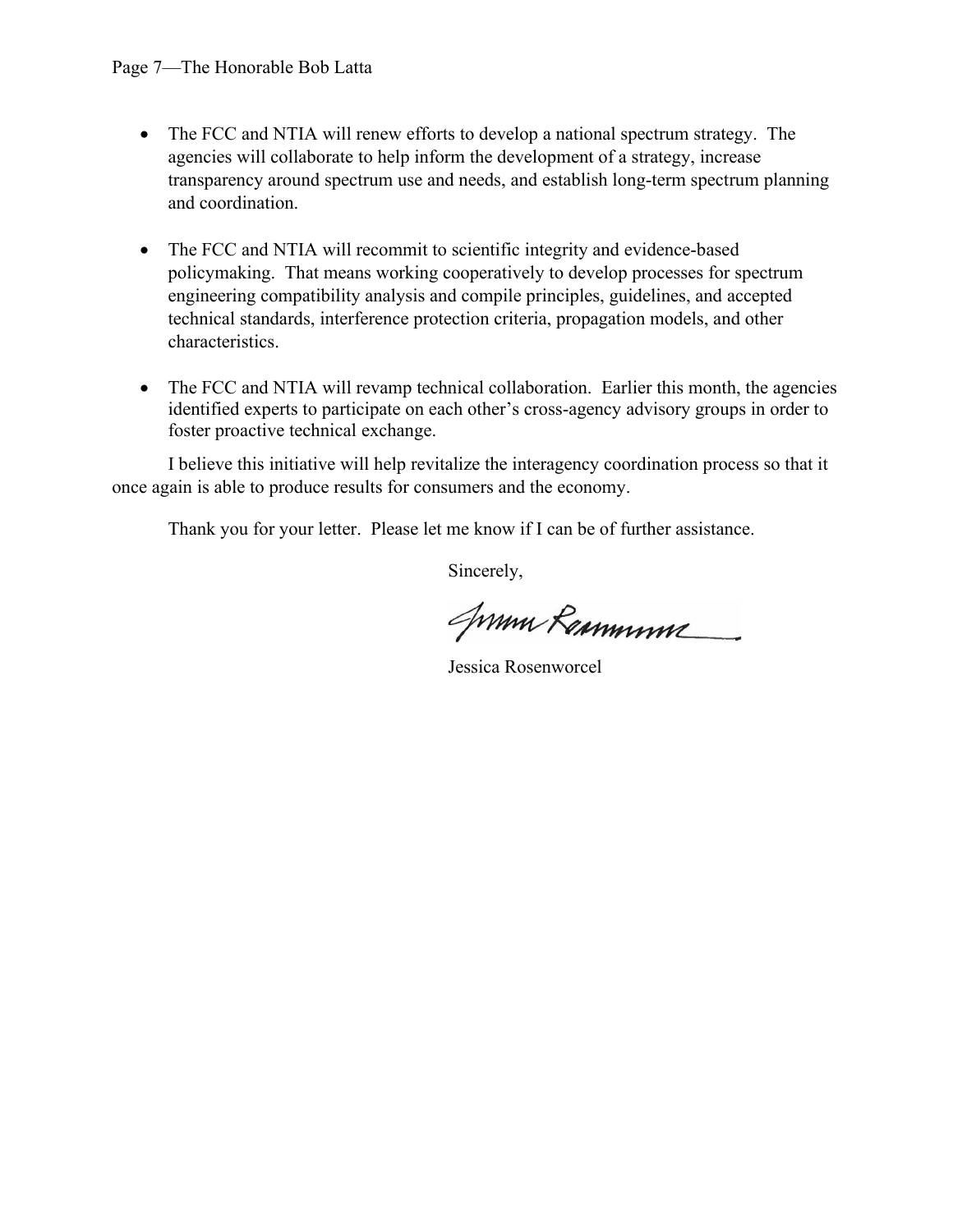- The FCC and NTIA will renew efforts to develop a national spectrum strategy. The agencies will collaborate to help inform the development of a strategy, increase transparency around spectrum use and needs, and establish long-term spectrum planning and coordination.

- The FCC and NTIA will recommit to scientific integrity and evidence-based policymaking. That means working cooperatively to develop processes for spectrum engineering compatibility analysis and compile principles, guidelines, and accepted technical standards, interference protection criteria, propagation models, and other characteristics.

- The FCC and NTIA will revamp technical collaboration. Earlier this month, the agencies identified experts to participate on each other's cross-agency advisory groups in order to foster proactive technical exchange.

I believe this initiative will help revitalize the interagency coordination process so that it once again is able to produce results for consumers and the economy.

Thank you for your letter. Please let me know if I can be of further assistance.

Sincerely,

Jessica Rosenworcel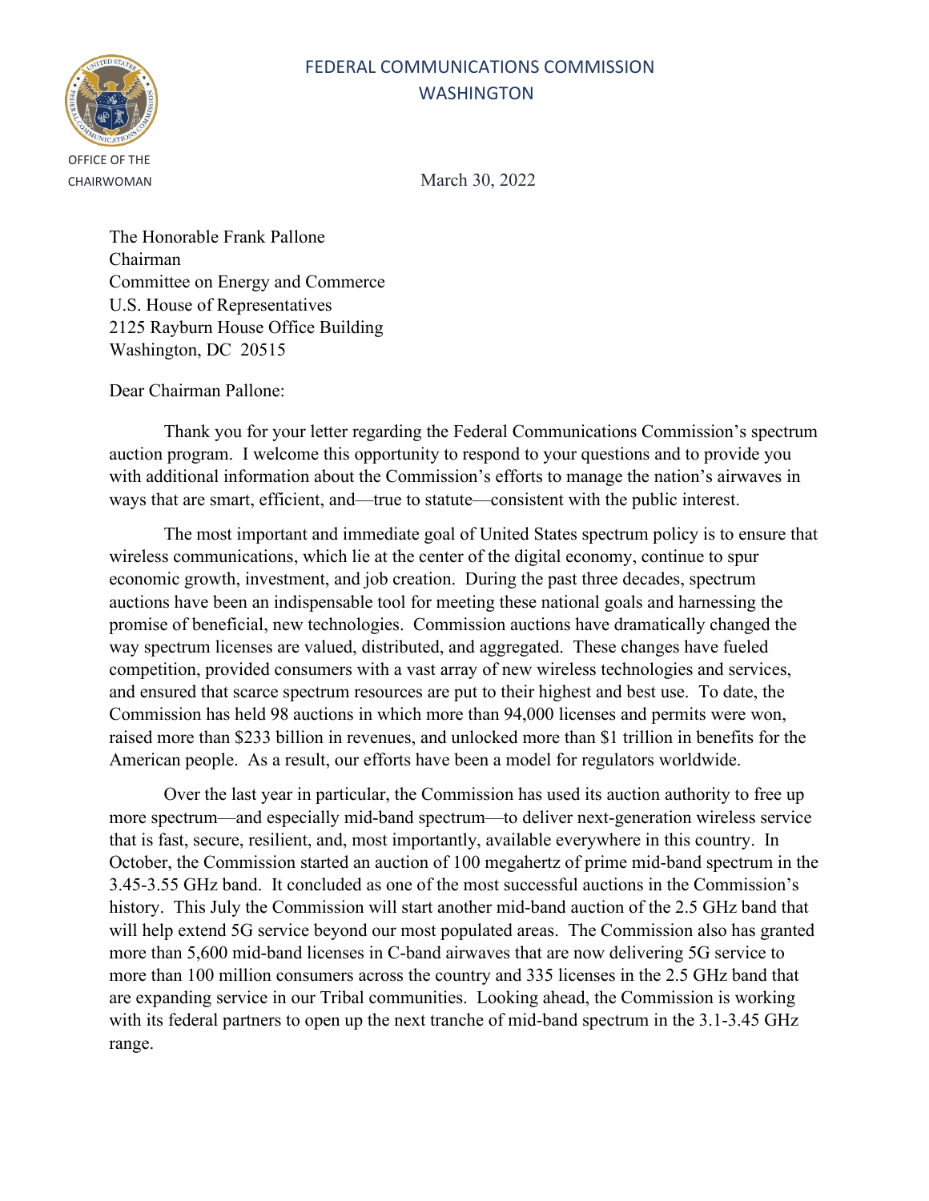FEDERAL COMMUNICATIONS COMMISSION
WASHINGTON

OFFICE OF THE CHAIRWOMAN

March 30, 2022

The Honorable Frank Pallone
Chairman
Committee on Energy and Commerce
U.S. House of Representatives
2125 Rayburn House Office Building
Washington, DC 20515

Dear Chairman Pallone:

Thank you for your letter regarding the Federal Communications Commission's spectrum auction program. I welcome this opportunity to respond to your questions and to provide you with additional information about the Commission's efforts to manage the nation's airwaves in ways that are smart, efficient, and—true to statute—consistent with the public interest.

The most important and immediate goal of United States spectrum policy is to ensure that wireless communications, which lie at the center of the digital economy, continue to spur economic growth, investment, and job creation. During the past three decades, spectrum auctions have been an indispensable tool for meeting these national goals and harnessing the promise of beneficial, new technologies. Commission auctions have dramatically changed the way spectrum licenses are valued, distributed, and aggregated. These changes have fueled competition, provided consumers with a vast array of new wireless technologies and services, and ensured that scarce spectrum resources are put to their highest and best use. To date, the Commission has held 98 auctions in which more than 94,000 licenses and permits were won, raised more than $233 billion in revenues, and unlocked more than $1 trillion in benefits for the American people. As a result, our efforts have been a model for regulators worldwide.

Over the last year in particular, the Commission has used its auction authority to free up more spectrum—and especially mid-band spectrum—to deliver next-generation wireless service that is fast, secure, resilient, and, most importantly, available everywhere in this country. In October, the Commission started an auction of 100 megahertz of prime mid-band spectrum in the 3.45-3.55 GHz band. It concluded as one of the most successful auctions in the Commission's history. This July the Commission will start another mid-band auction of the 2.5 GHz band that will help extend 5G service beyond our most populated areas. The Commission also has granted more than 5,600 mid-band licenses in C-band airwaves that are now delivering 5G service to more than 100 million consumers across the country and 335 licenses in the 2.5 GHz band that are expanding service in our Tribal communities. Looking ahead, the Commission is working with its federal partners to open up the next tranche of mid-band spectrum in the 3.1-3.45 GHz range.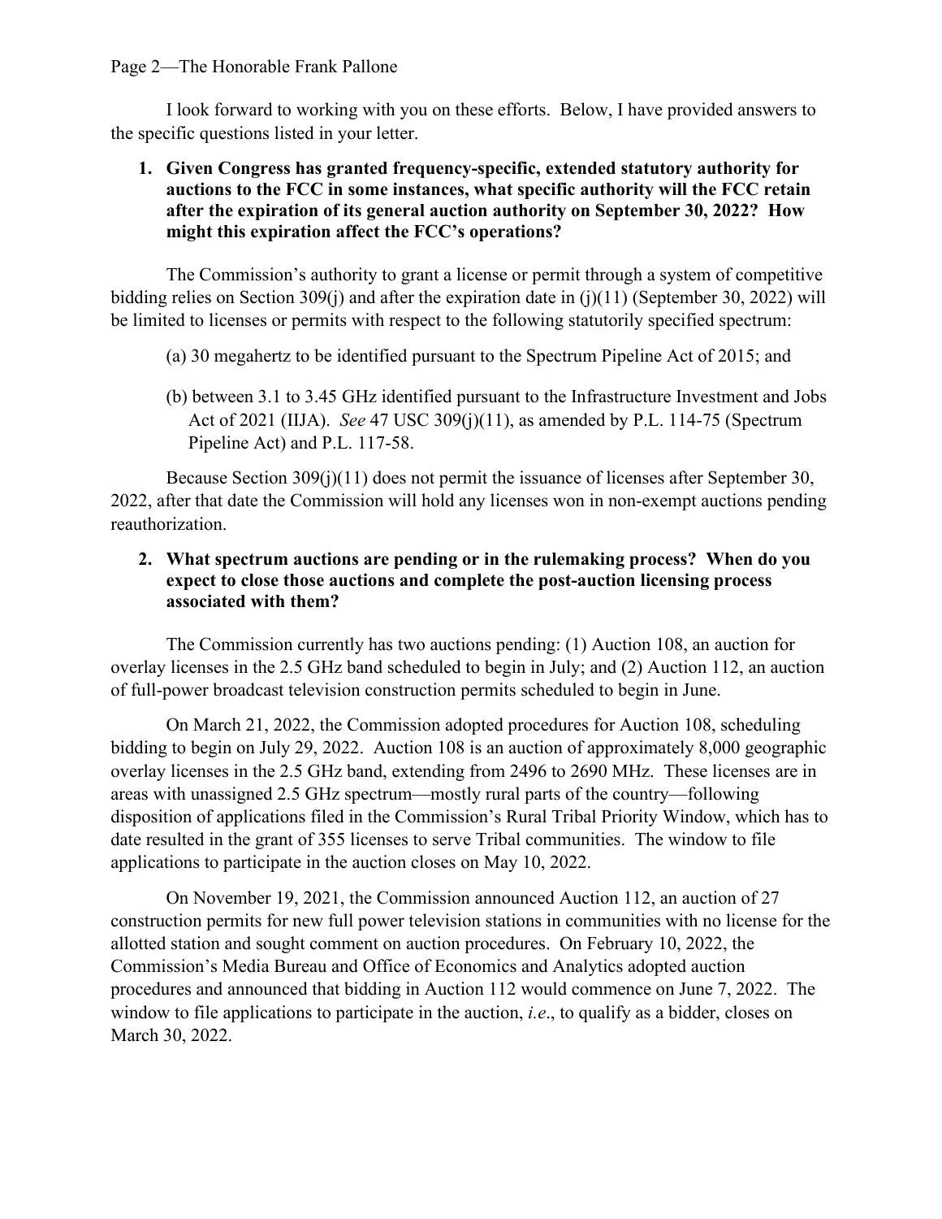I look forward to working with you on these efforts. Below, I have provided answers to the specific questions listed in your letter.

1. **Given Congress has granted frequency-specific, extended statutory authority for auctions to the FCC in some instances, what specific authority will the FCC retain after the expiration of its general auction authority on September 30, 2022? How might this expiration affect the FCC's operations?**

The Commission's authority to grant a license or permit through a system of competitive bidding relies on Section 309(j) and after the expiration date in (j)(11) (September 30, 2022) will be limited to licenses or permits with respect to the following statutorily specified spectrum:

(a) 30 megahertz to be identified pursuant to the Spectrum Pipeline Act of 2015; and

(b) between 3.1 to 3.45 GHz identified pursuant to the Infrastructure Investment and Jobs Act of 2021 (IIJA). *See* 47 USC 309(j)(11), as amended by P.L. 114-75 (Spectrum Pipeline Act) and P.L. 117-58.

Because Section 309(j)(11) does not permit the issuance of licenses after September 30, 2022, after that date the Commission will hold any licenses won in non-exempt auctions pending reauthorization.

2. **What spectrum auctions are pending or in the rulemaking process? When do you expect to close those auctions and complete the post-auction licensing process associated with them?**

The Commission currently has two auctions pending: (1) Auction 108, an auction for overlay licenses in the 2.5 GHz band scheduled to begin in July; and (2) Auction 112, an auction of full-power broadcast television construction permits scheduled to begin in June.

On March 21, 2022, the Commission adopted procedures for Auction 108, scheduling bidding to begin on July 29, 2022. Auction 108 is an auction of approximately 8,000 geographic overlay licenses in the 2.5 GHz band, extending from 2496 to 2690 MHz. These licenses are in areas with unassigned 2.5 GHz spectrum—mostly rural parts of the country—following disposition of applications filed in the Commission's Rural Tribal Priority Window, which has to date resulted in the grant of 355 licenses to serve Tribal communities. The window to file applications to participate in the auction closes on May 10, 2022.

On November 19, 2021, the Commission announced Auction 112, an auction of 27 construction permits for new full power television stations in communities with no license for the allotted station and sought comment on auction procedures. On February 10, 2022, the Commission's Media Bureau and Office of Economics and Analytics adopted auction procedures and announced that bidding in Auction 112 would commence on June 7, 2022. The window to file applications to participate in the auction, *i.e*., to qualify as a bidder, closes on March 30, 2022.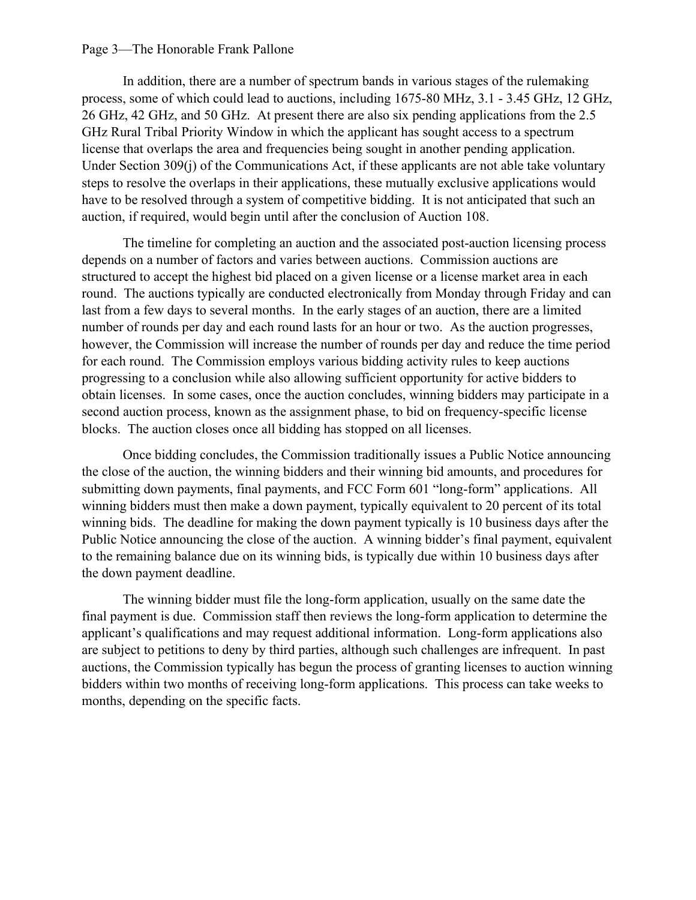In addition, there are a number of spectrum bands in various stages of the rulemaking process, some of which could lead to auctions, including 1675-80 MHz, 3.1 - 3.45 GHz, 12 GHz, 26 GHz, 42 GHz, and 50 GHz. At present there are also six pending applications from the 2.5 GHz Rural Tribal Priority Window in which the applicant has sought access to a spectrum license that overlaps the area and frequencies being sought in another pending application. Under Section 309(j) of the Communications Act, if these applicants are not able take voluntary steps to resolve the overlaps in their applications, these mutually exclusive applications would have to be resolved through a system of competitive bidding. It is not anticipated that such an auction, if required, would begin until after the conclusion of Auction 108.

The timeline for completing an auction and the associated post-auction licensing process depends on a number of factors and varies between auctions. Commission auctions are structured to accept the highest bid placed on a given license or a license market area in each round. The auctions typically are conducted electronically from Monday through Friday and can last from a few days to several months. In the early stages of an auction, there are a limited number of rounds per day and each round lasts for an hour or two. As the auction progresses, however, the Commission will increase the number of rounds per day and reduce the time period for each round. The Commission employs various bidding activity rules to keep auctions progressing to a conclusion while also allowing sufficient opportunity for active bidders to obtain licenses. In some cases, once the auction concludes, winning bidders may participate in a second auction process, known as the assignment phase, to bid on frequency-specific license blocks. The auction closes once all bidding has stopped on all licenses.

Once bidding concludes, the Commission traditionally issues a Public Notice announcing the close of the auction, the winning bidders and their winning bid amounts, and procedures for submitting down payments, final payments, and FCC Form 601 "long-form" applications. All winning bidders must then make a down payment, typically equivalent to 20 percent of its total winning bids. The deadline for making the down payment typically is 10 business days after the Public Notice announcing the close of the auction. A winning bidder's final payment, equivalent to the remaining balance due on its winning bids, is typically due within 10 business days after the down payment deadline.

The winning bidder must file the long-form application, usually on the same date the final payment is due. Commission staff then reviews the long-form application to determine the applicant's qualifications and may request additional information. Long-form applications also are subject to petitions to deny by third parties, although such challenges are infrequent. In past auctions, the Commission typically has begun the process of granting licenses to auction winning bidders within two months of receiving long-form applications. This process can take weeks to months, depending on the specific facts.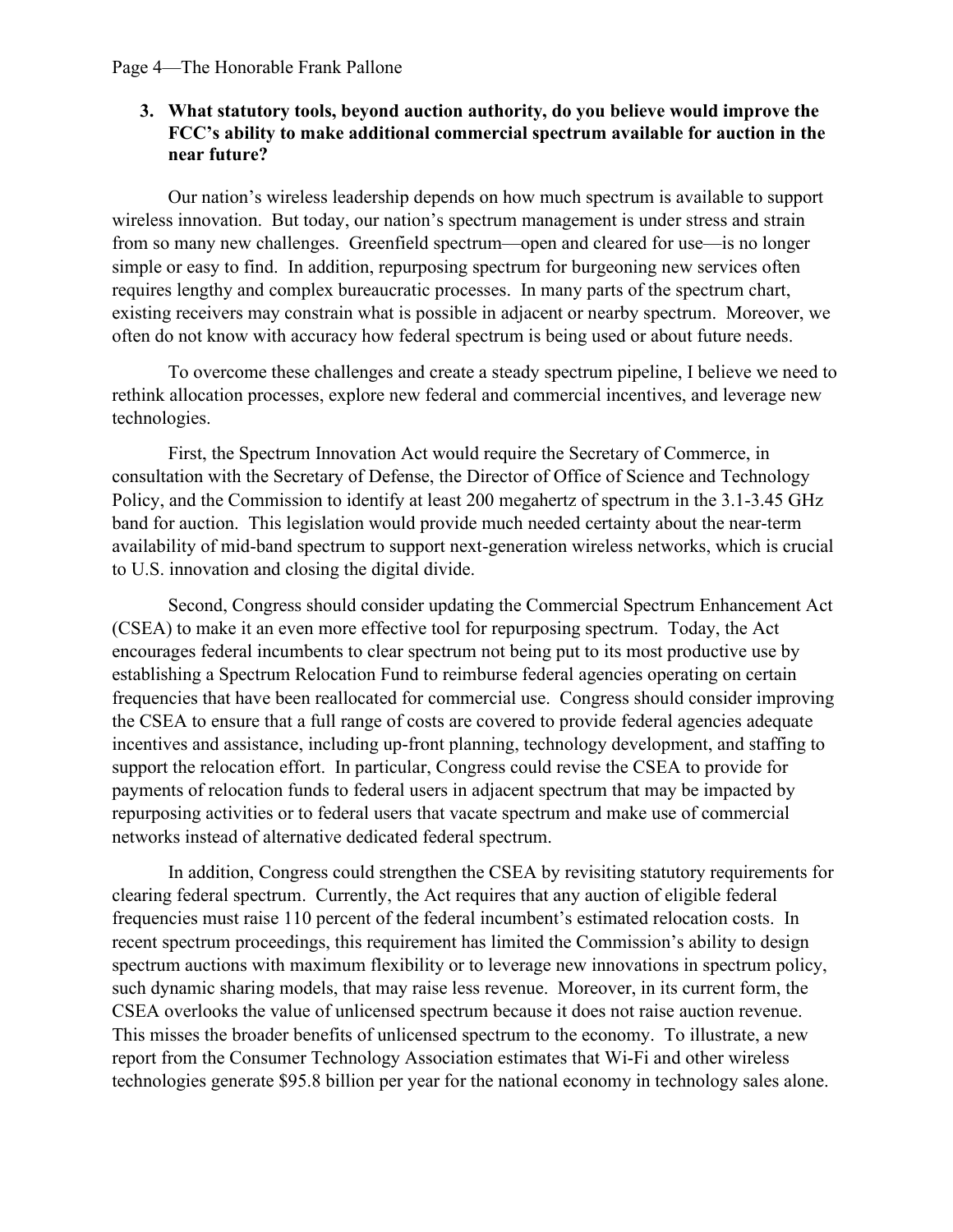**3. What statutory tools, beyond auction authority, do you believe would improve the FCC's ability to make additional commercial spectrum available for auction in the near future?**

Our nation's wireless leadership depends on how much spectrum is available to support wireless innovation. But today, our nation's spectrum management is under stress and strain from so many new challenges. Greenfield spectrum—open and cleared for use—is no longer simple or easy to find. In addition, repurposing spectrum for burgeoning new services often requires lengthy and complex bureaucratic processes. In many parts of the spectrum chart, existing receivers may constrain what is possible in adjacent or nearby spectrum. Moreover, we often do not know with accuracy how federal spectrum is being used or about future needs.

To overcome these challenges and create a steady spectrum pipeline, I believe we need to rethink allocation processes, explore new federal and commercial incentives, and leverage new technologies.

First, the Spectrum Innovation Act would require the Secretary of Commerce, in consultation with the Secretary of Defense, the Director of Office of Science and Technology Policy, and the Commission to identify at least 200 megahertz of spectrum in the 3.1-3.45 GHz band for auction. This legislation would provide much needed certainty about the near-term availability of mid-band spectrum to support next-generation wireless networks, which is crucial to U.S. innovation and closing the digital divide.

Second, Congress should consider updating the Commercial Spectrum Enhancement Act (CSEA) to make it an even more effective tool for repurposing spectrum. Today, the Act encourages federal incumbents to clear spectrum not being put to its most productive use by establishing a Spectrum Relocation Fund to reimburse federal agencies operating on certain frequencies that have been reallocated for commercial use. Congress should consider improving the CSEA to ensure that a full range of costs are covered to provide federal agencies adequate incentives and assistance, including up-front planning, technology development, and staffing to support the relocation effort. In particular, Congress could revise the CSEA to provide for payments of relocation funds to federal users in adjacent spectrum that may be impacted by repurposing activities or to federal users that vacate spectrum and make use of commercial networks instead of alternative dedicated federal spectrum.

In addition, Congress could strengthen the CSEA by revisiting statutory requirements for clearing federal spectrum. Currently, the Act requires that any auction of eligible federal frequencies must raise 110 percent of the federal incumbent's estimated relocation costs. In recent spectrum proceedings, this requirement has limited the Commission's ability to design spectrum auctions with maximum flexibility or to leverage new innovations in spectrum policy, such dynamic sharing models, that may raise less revenue. Moreover, in its current form, the CSEA overlooks the value of unlicensed spectrum because it does not raise auction revenue. This misses the broader benefits of unlicensed spectrum to the economy. To illustrate, a new report from the Consumer Technology Association estimates that Wi-Fi and other wireless technologies generate $95.8 billion per year for the national economy in technology sales alone.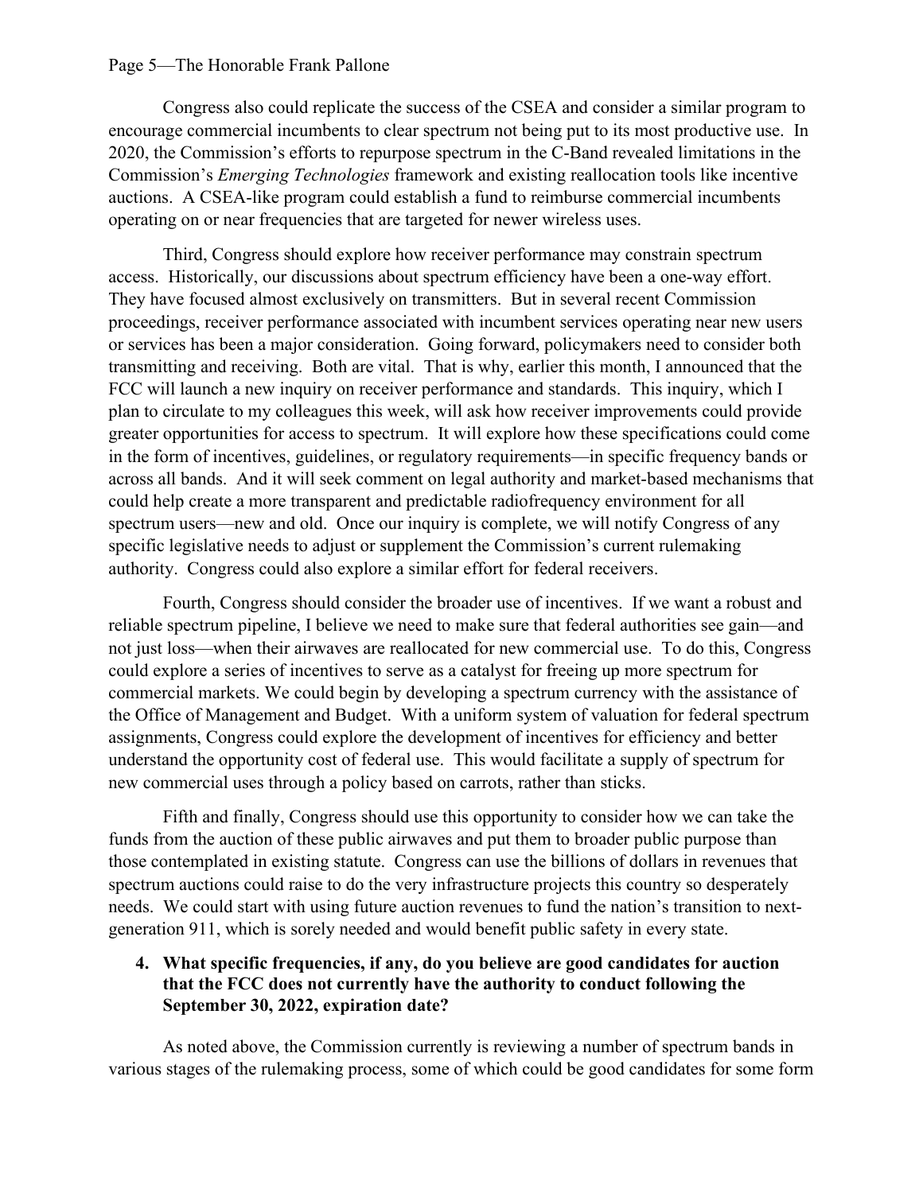Congress also could replicate the success of the CSEA and consider a similar program to encourage commercial incumbents to clear spectrum not being put to its most productive use. In 2020, the Commission's efforts to repurpose spectrum in the C-Band revealed limitations in the Commission's *Emerging Technologies* framework and existing reallocation tools like incentive auctions. A CSEA-like program could establish a fund to reimburse commercial incumbents operating on or near frequencies that are targeted for newer wireless uses.

Third, Congress should explore how receiver performance may constrain spectrum access. Historically, our discussions about spectrum efficiency have been a one-way effort. They have focused almost exclusively on transmitters. But in several recent Commission proceedings, receiver performance associated with incumbent services operating near new users or services has been a major consideration. Going forward, policymakers need to consider both transmitting and receiving. Both are vital. That is why, earlier this month, I announced that the FCC will launch a new inquiry on receiver performance and standards. This inquiry, which I plan to circulate to my colleagues this week, will ask how receiver improvements could provide greater opportunities for access to spectrum. It will explore how these specifications could come in the form of incentives, guidelines, or regulatory requirements—in specific frequency bands or across all bands. And it will seek comment on legal authority and market-based mechanisms that could help create a more transparent and predictable radiofrequency environment for all spectrum users—new and old. Once our inquiry is complete, we will notify Congress of any specific legislative needs to adjust or supplement the Commission's current rulemaking authority. Congress could also explore a similar effort for federal receivers.

Fourth, Congress should consider the broader use of incentives. If we want a robust and reliable spectrum pipeline, I believe we need to make sure that federal authorities see gain—and not just loss—when their airwaves are reallocated for new commercial use. To do this, Congress could explore a series of incentives to serve as a catalyst for freeing up more spectrum for commercial markets. We could begin by developing a spectrum currency with the assistance of the Office of Management and Budget. With a uniform system of valuation for federal spectrum assignments, Congress could explore the development of incentives for efficiency and better understand the opportunity cost of federal use. This would facilitate a supply of spectrum for new commercial uses through a policy based on carrots, rather than sticks.

Fifth and finally, Congress should use this opportunity to consider how we can take the funds from the auction of these public airwaves and put them to broader public purpose than those contemplated in existing statute. Congress can use the billions of dollars in revenues that spectrum auctions could raise to do the very infrastructure projects this country so desperately needs. We could start with using future auction revenues to fund the nation's transition to next-generation 911, which is sorely needed and would benefit public safety in every state.

4. **What specific frequencies, if any, do you believe are good candidates for auction that the FCC does not currently have the authority to conduct following the September 30, 2022, expiration date?**

As noted above, the Commission currently is reviewing a number of spectrum bands in various stages of the rulemaking process, some of which could be good candidates for some form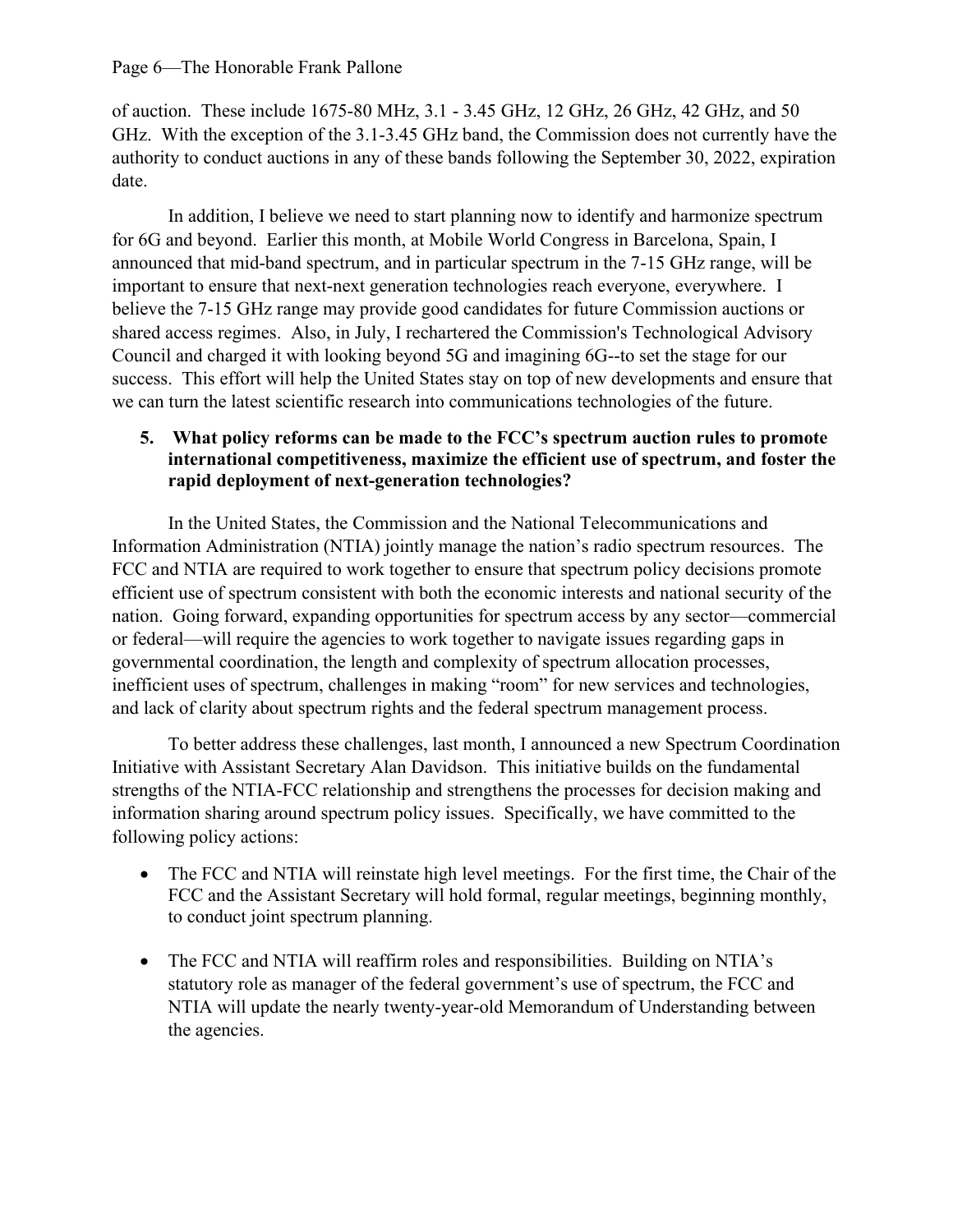of auction. These include 1675-80 MHz, 3.1 - 3.45 GHz, 12 GHz, 26 GHz, 42 GHz, and 50 GHz. With the exception of the 3.1-3.45 GHz band, the Commission does not currently have the authority to conduct auctions in any of these bands following the September 30, 2022, expiration date.

In addition, I believe we need to start planning now to identify and harmonize spectrum for 6G and beyond. Earlier this month, at Mobile World Congress in Barcelona, Spain, I announced that mid-band spectrum, and in particular spectrum in the 7-15 GHz range, will be important to ensure that next-next generation technologies reach everyone, everywhere. I believe the 7-15 GHz range may provide good candidates for future Commission auctions or shared access regimes. Also, in July, I rechartered the Commission's Technological Advisory Council and charged it with looking beyond 5G and imagining 6G--to set the stage for our success. This effort will help the United States stay on top of new developments and ensure that we can turn the latest scientific research into communications technologies of the future.

**5. What policy reforms can be made to the FCC's spectrum auction rules to promote international competitiveness, maximize the efficient use of spectrum, and foster the rapid deployment of next-generation technologies?**

In the United States, the Commission and the National Telecommunications and Information Administration (NTIA) jointly manage the nation's radio spectrum resources. The FCC and NTIA are required to work together to ensure that spectrum policy decisions promote efficient use of spectrum consistent with both the economic interests and national security of the nation. Going forward, expanding opportunities for spectrum access by any sector—commercial or federal—will require the agencies to work together to navigate issues regarding gaps in governmental coordination, the length and complexity of spectrum allocation processes, inefficient uses of spectrum, challenges in making "room" for new services and technologies, and lack of clarity about spectrum rights and the federal spectrum management process.

To better address these challenges, last month, I announced a new Spectrum Coordination Initiative with Assistant Secretary Alan Davidson. This initiative builds on the fundamental strengths of the NTIA-FCC relationship and strengthens the processes for decision making and information sharing around spectrum policy issues. Specifically, we have committed to the following policy actions:

- The FCC and NTIA will reinstate high level meetings. For the first time, the Chair of the FCC and the Assistant Secretary will hold formal, regular meetings, beginning monthly, to conduct joint spectrum planning.

- The FCC and NTIA will reaffirm roles and responsibilities. Building on NTIA's statutory role as manager of the federal government's use of spectrum, the FCC and NTIA will update the nearly twenty-year-old Memorandum of Understanding between the agencies.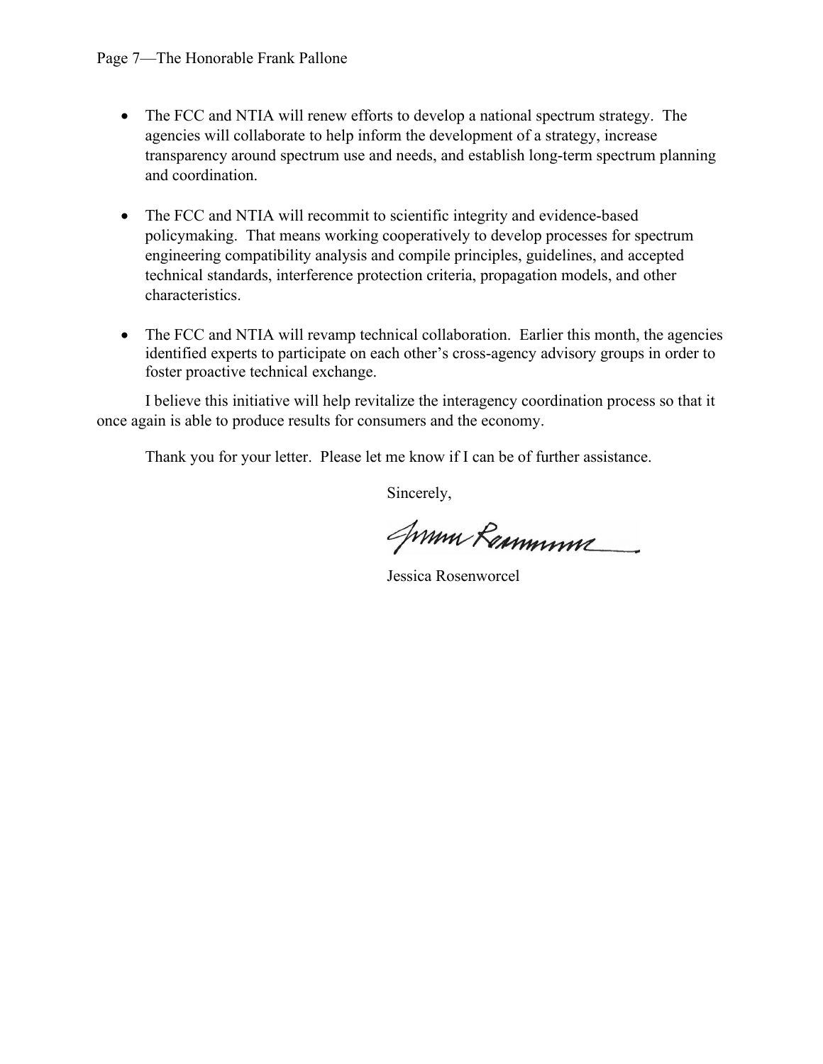- The FCC and NTIA will renew efforts to develop a national spectrum strategy. The agencies will collaborate to help inform the development of a strategy, increase transparency around spectrum use and needs, and establish long-term spectrum planning and coordination.

- The FCC and NTIA will recommit to scientific integrity and evidence-based policymaking. That means working cooperatively to develop processes for spectrum engineering compatibility analysis and compile principles, guidelines, and accepted technical standards, interference protection criteria, propagation models, and other characteristics.

- The FCC and NTIA will revamp technical collaboration. Earlier this month, the agencies identified experts to participate on each other's cross-agency advisory groups in order to foster proactive technical exchange.

I believe this initiative will help revitalize the interagency coordination process so that it once again is able to produce results for consumers and the economy.

Thank you for your letter. Please let me know if I can be of further assistance.

Sincerely,

Jessica Rosenworcel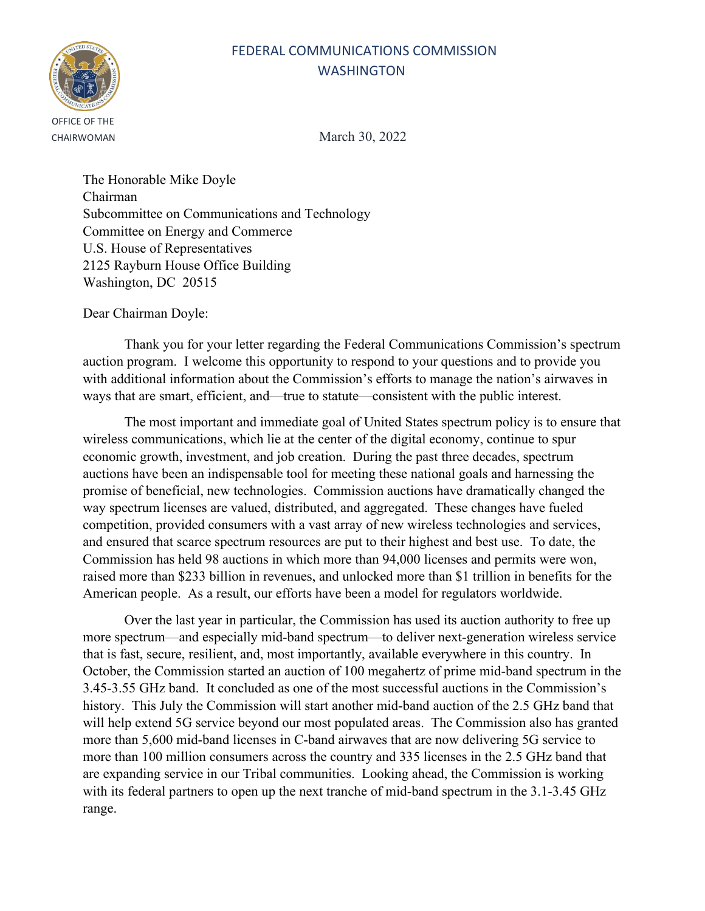FEDERAL COMMUNICATIONS COMMISSION
WASHINGTON

OFFICE OF THE CHAIRWOMAN

March 30, 2022

The Honorable Mike Doyle
Chairman
Subcommittee on Communications and Technology
Committee on Energy and Commerce
U.S. House of Representatives
2125 Rayburn House Office Building
Washington, DC 20515

Dear Chairman Doyle:

Thank you for your letter regarding the Federal Communications Commission's spectrum auction program. I welcome this opportunity to respond to your questions and to provide you with additional information about the Commission's efforts to manage the nation's airwaves in ways that are smart, efficient, and—true to statute—consistent with the public interest.

The most important and immediate goal of United States spectrum policy is to ensure that wireless communications, which lie at the center of the digital economy, continue to spur economic growth, investment, and job creation. During the past three decades, spectrum auctions have been an indispensable tool for meeting these national goals and harnessing the promise of beneficial, new technologies. Commission auctions have dramatically changed the way spectrum licenses are valued, distributed, and aggregated. These changes have fueled competition, provided consumers with a vast array of new wireless technologies and services, and ensured that scarce spectrum resources are put to their highest and best use. To date, the Commission has held 98 auctions in which more than 94,000 licenses and permits were won, raised more than $233 billion in revenues, and unlocked more than $1 trillion in benefits for the American people. As a result, our efforts have been a model for regulators worldwide.

Over the last year in particular, the Commission has used its auction authority to free up more spectrum—and especially mid-band spectrum—to deliver next-generation wireless service that is fast, secure, resilient, and, most importantly, available everywhere in this country. In October, the Commission started an auction of 100 megahertz of prime mid-band spectrum in the 3.45-3.55 GHz band. It concluded as one of the most successful auctions in the Commission's history. This July the Commission will start another mid-band auction of the 2.5 GHz band that will help extend 5G service beyond our most populated areas. The Commission also has granted more than 5,600 mid-band licenses in C-band airwaves that are now delivering 5G service to more than 100 million consumers across the country and 335 licenses in the 2.5 GHz band that are expanding service in our Tribal communities. Looking ahead, the Commission is working with its federal partners to open up the next tranche of mid-band spectrum in the 3.1-3.45 GHz range.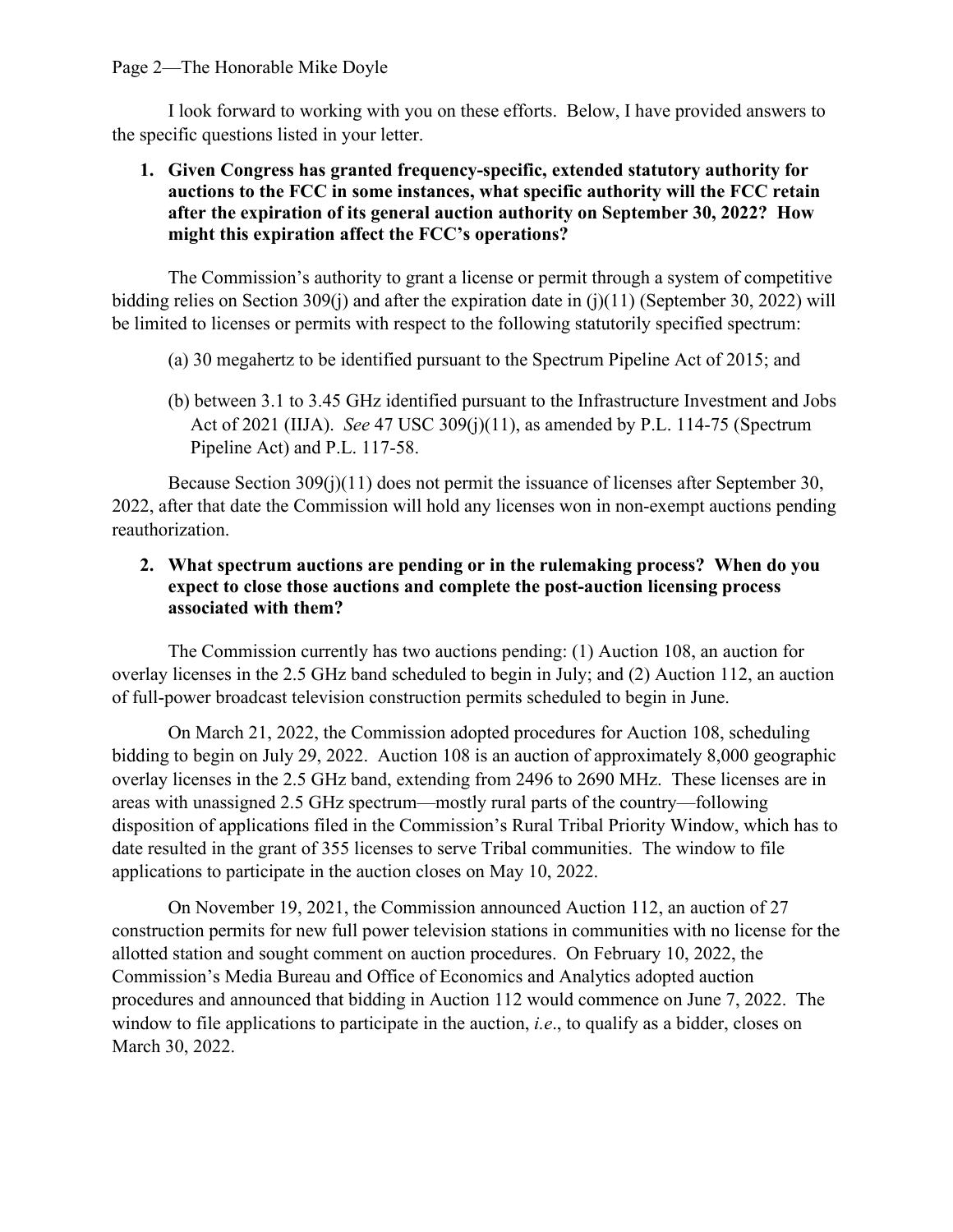I look forward to working with you on these efforts. Below, I have provided answers to the specific questions listed in your letter.

1. **Given Congress has granted frequency-specific, extended statutory authority for auctions to the FCC in some instances, what specific authority will the FCC retain after the expiration of its general auction authority on September 30, 2022? How might this expiration affect the FCC's operations?**

The Commission's authority to grant a license or permit through a system of competitive bidding relies on Section 309(j) and after the expiration date in (j)(11) (September 30, 2022) will be limited to licenses or permits with respect to the following statutorily specified spectrum:

(a) 30 megahertz to be identified pursuant to the Spectrum Pipeline Act of 2015; and

(b) between 3.1 to 3.45 GHz identified pursuant to the Infrastructure Investment and Jobs Act of 2021 (IIJA). *See* 47 USC 309(j)(11), as amended by P.L. 114-75 (Spectrum Pipeline Act) and P.L. 117-58.

Because Section 309(j)(11) does not permit the issuance of licenses after September 30, 2022, after that date the Commission will hold any licenses won in non-exempt auctions pending reauthorization.

2. **What spectrum auctions are pending or in the rulemaking process? When do you expect to close those auctions and complete the post-auction licensing process associated with them?**

The Commission currently has two auctions pending: (1) Auction 108, an auction for overlay licenses in the 2.5 GHz band scheduled to begin in July; and (2) Auction 112, an auction of full-power broadcast television construction permits scheduled to begin in June.

On March 21, 2022, the Commission adopted procedures for Auction 108, scheduling bidding to begin on July 29, 2022. Auction 108 is an auction of approximately 8,000 geographic overlay licenses in the 2.5 GHz band, extending from 2496 to 2690 MHz. These licenses are in areas with unassigned 2.5 GHz spectrum—mostly rural parts of the country—following disposition of applications filed in the Commission's Rural Tribal Priority Window, which has to date resulted in the grant of 355 licenses to serve Tribal communities. The window to file applications to participate in the auction closes on May 10, 2022.

On November 19, 2021, the Commission announced Auction 112, an auction of 27 construction permits for new full power television stations in communities with no license for the allotted station and sought comment on auction procedures. On February 10, 2022, the Commission's Media Bureau and Office of Economics and Analytics adopted auction procedures and announced that bidding in Auction 112 would commence on June 7, 2022. The window to file applications to participate in the auction, *i.e*., to qualify as a bidder, closes on March 30, 2022.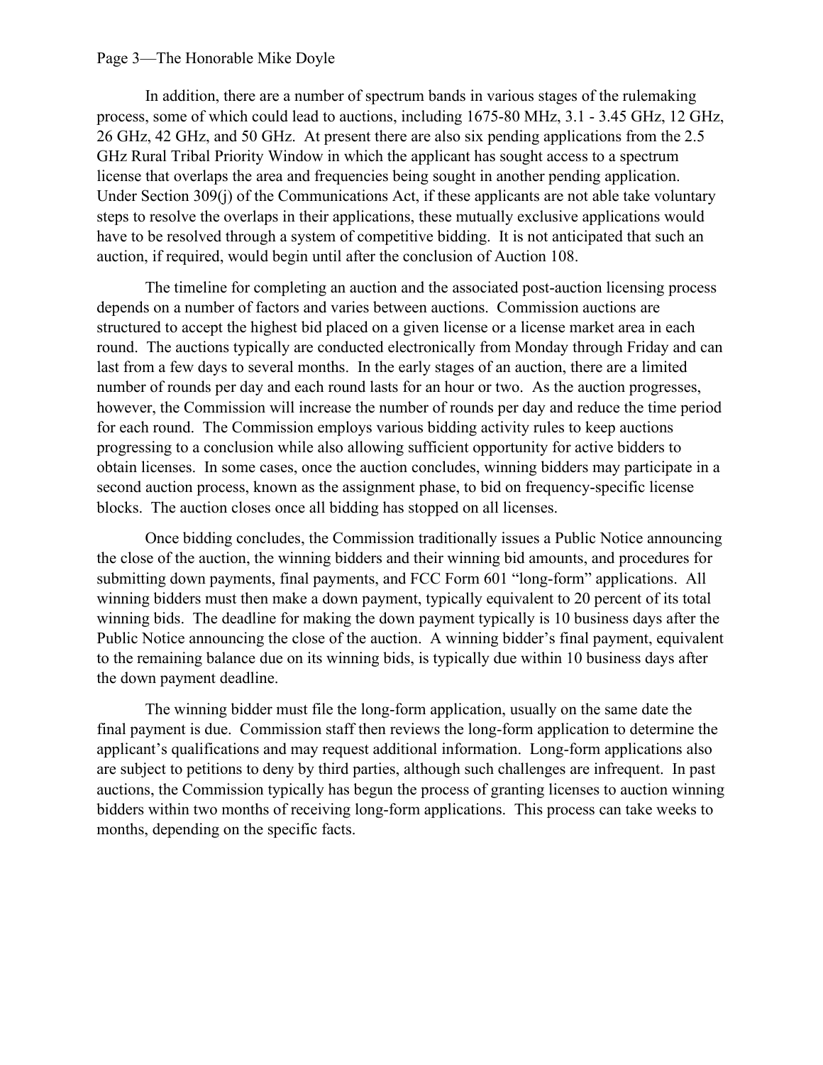In addition, there are a number of spectrum bands in various stages of the rulemaking process, some of which could lead to auctions, including 1675-80 MHz, 3.1 - 3.45 GHz, 12 GHz, 26 GHz, 42 GHz, and 50 GHz. At present there are also six pending applications from the 2.5 GHz Rural Tribal Priority Window in which the applicant has sought access to a spectrum license that overlaps the area and frequencies being sought in another pending application. Under Section 309(j) of the Communications Act, if these applicants are not able take voluntary steps to resolve the overlaps in their applications, these mutually exclusive applications would have to be resolved through a system of competitive bidding. It is not anticipated that such an auction, if required, would begin until after the conclusion of Auction 108.

The timeline for completing an auction and the associated post-auction licensing process depends on a number of factors and varies between auctions. Commission auctions are structured to accept the highest bid placed on a given license or a license market area in each round. The auctions typically are conducted electronically from Monday through Friday and can last from a few days to several months. In the early stages of an auction, there are a limited number of rounds per day and each round lasts for an hour or two. As the auction progresses, however, the Commission will increase the number of rounds per day and reduce the time period for each round. The Commission employs various bidding activity rules to keep auctions progressing to a conclusion while also allowing sufficient opportunity for active bidders to obtain licenses. In some cases, once the auction concludes, winning bidders may participate in a second auction process, known as the assignment phase, to bid on frequency-specific license blocks. The auction closes once all bidding has stopped on all licenses.

Once bidding concludes, the Commission traditionally issues a Public Notice announcing the close of the auction, the winning bidders and their winning bid amounts, and procedures for submitting down payments, final payments, and FCC Form 601 "long-form" applications. All winning bidders must then make a down payment, typically equivalent to 20 percent of its total winning bids. The deadline for making the down payment typically is 10 business days after the Public Notice announcing the close of the auction. A winning bidder's final payment, equivalent to the remaining balance due on its winning bids, is typically due within 10 business days after the down payment deadline.

The winning bidder must file the long-form application, usually on the same date the final payment is due. Commission staff then reviews the long-form application to determine the applicant's qualifications and may request additional information. Long-form applications also are subject to petitions to deny by third parties, although such challenges are infrequent. In past auctions, the Commission typically has begun the process of granting licenses to auction winning bidders within two months of receiving long-form applications. This process can take weeks to months, depending on the specific facts.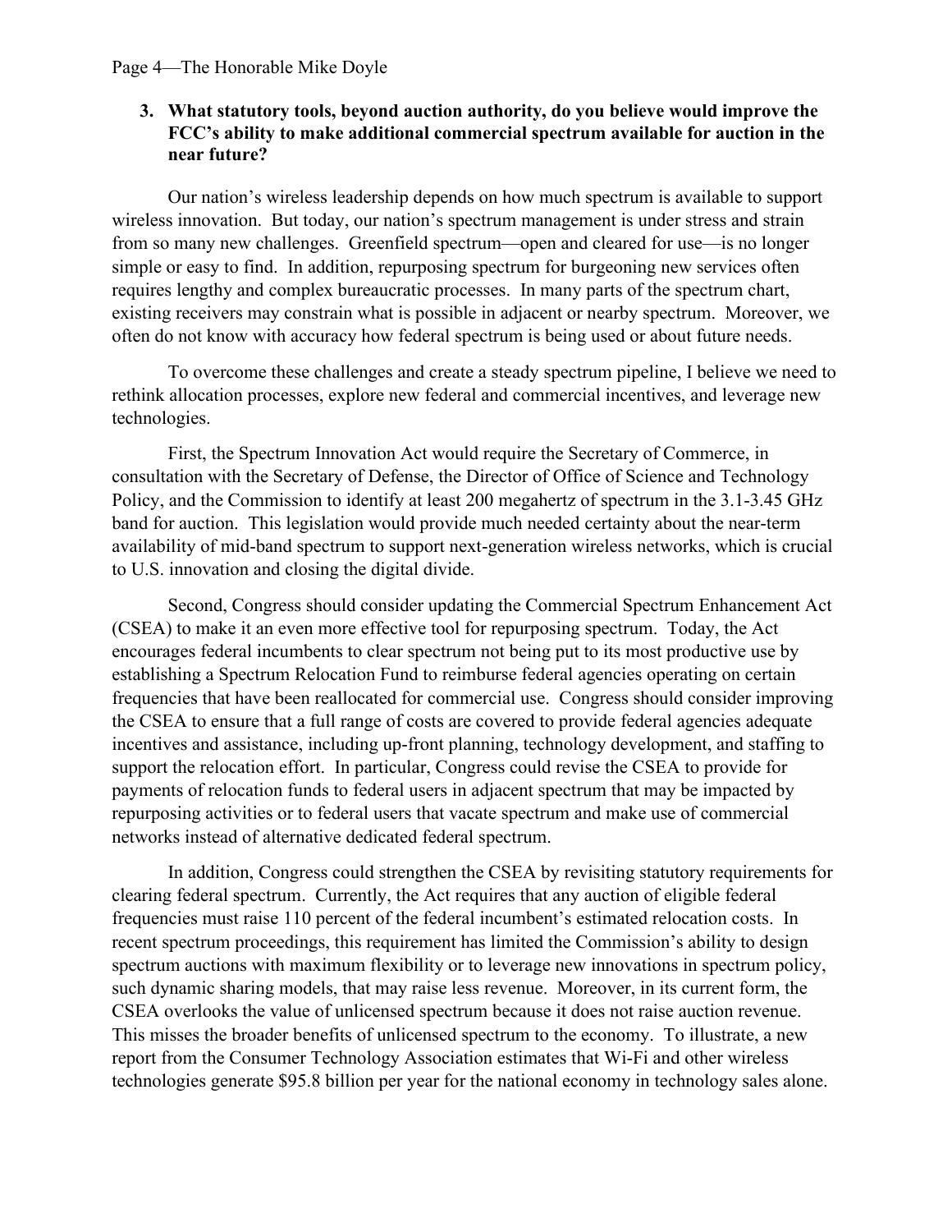**3. What statutory tools, beyond auction authority, do you believe would improve the FCC's ability to make additional commercial spectrum available for auction in the near future?**

Our nation's wireless leadership depends on how much spectrum is available to support wireless innovation. But today, our nation's spectrum management is under stress and strain from so many new challenges. Greenfield spectrum—open and cleared for use—is no longer simple or easy to find. In addition, repurposing spectrum for burgeoning new services often requires lengthy and complex bureaucratic processes. In many parts of the spectrum chart, existing receivers may constrain what is possible in adjacent or nearby spectrum. Moreover, we often do not know with accuracy how federal spectrum is being used or about future needs.

To overcome these challenges and create a steady spectrum pipeline, I believe we need to rethink allocation processes, explore new federal and commercial incentives, and leverage new technologies.

First, the Spectrum Innovation Act would require the Secretary of Commerce, in consultation with the Secretary of Defense, the Director of Office of Science and Technology Policy, and the Commission to identify at least 200 megahertz of spectrum in the 3.1-3.45 GHz band for auction. This legislation would provide much needed certainty about the near-term availability of mid-band spectrum to support next-generation wireless networks, which is crucial to U.S. innovation and closing the digital divide.

Second, Congress should consider updating the Commercial Spectrum Enhancement Act (CSEA) to make it an even more effective tool for repurposing spectrum. Today, the Act encourages federal incumbents to clear spectrum not being put to its most productive use by establishing a Spectrum Relocation Fund to reimburse federal agencies operating on certain frequencies that have been reallocated for commercial use. Congress should consider improving the CSEA to ensure that a full range of costs are covered to provide federal agencies adequate incentives and assistance, including up-front planning, technology development, and staffing to support the relocation effort. In particular, Congress could revise the CSEA to provide for payments of relocation funds to federal users in adjacent spectrum that may be impacted by repurposing activities or to federal users that vacate spectrum and make use of commercial networks instead of alternative dedicated federal spectrum.

In addition, Congress could strengthen the CSEA by revisiting statutory requirements for clearing federal spectrum. Currently, the Act requires that any auction of eligible federal frequencies must raise 110 percent of the federal incumbent's estimated relocation costs. In recent spectrum proceedings, this requirement has limited the Commission's ability to design spectrum auctions with maximum flexibility or to leverage new innovations in spectrum policy, such dynamic sharing models, that may raise less revenue. Moreover, in its current form, the CSEA overlooks the value of unlicensed spectrum because it does not raise auction revenue. This misses the broader benefits of unlicensed spectrum to the economy. To illustrate, a new report from the Consumer Technology Association estimates that Wi-Fi and other wireless technologies generate $95.8 billion per year for the national economy in technology sales alone.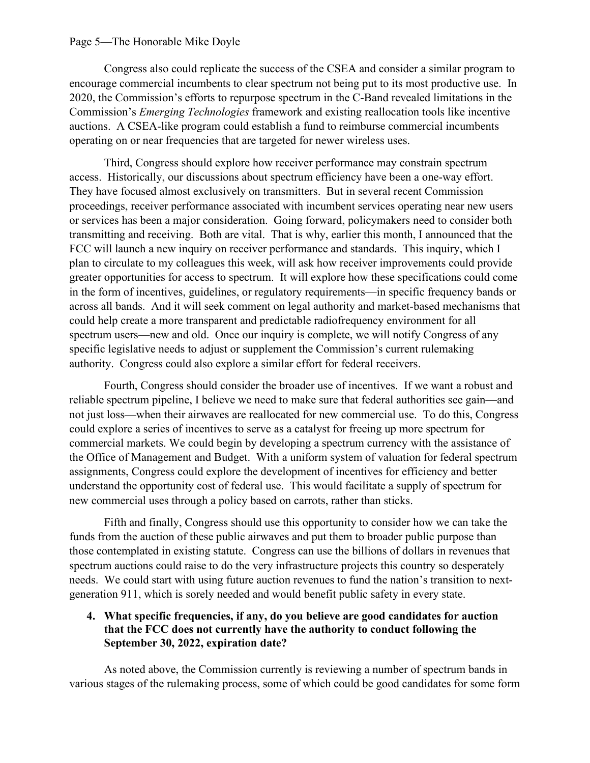Congress also could replicate the success of the CSEA and consider a similar program to encourage commercial incumbents to clear spectrum not being put to its most productive use. In 2020, the Commission's efforts to repurpose spectrum in the C-Band revealed limitations in the Commission's *Emerging Technologies* framework and existing reallocation tools like incentive auctions. A CSEA-like program could establish a fund to reimburse commercial incumbents operating on or near frequencies that are targeted for newer wireless uses.

Third, Congress should explore how receiver performance may constrain spectrum access. Historically, our discussions about spectrum efficiency have been a one-way effort. They have focused almost exclusively on transmitters. But in several recent Commission proceedings, receiver performance associated with incumbent services operating near new users or services has been a major consideration. Going forward, policymakers need to consider both transmitting and receiving. Both are vital. That is why, earlier this month, I announced that the FCC will launch a new inquiry on receiver performance and standards. This inquiry, which I plan to circulate to my colleagues this week, will ask how receiver improvements could provide greater opportunities for access to spectrum. It will explore how these specifications could come in the form of incentives, guidelines, or regulatory requirements—in specific frequency bands or across all bands. And it will seek comment on legal authority and market-based mechanisms that could help create a more transparent and predictable radiofrequency environment for all spectrum users—new and old. Once our inquiry is complete, we will notify Congress of any specific legislative needs to adjust or supplement the Commission's current rulemaking authority. Congress could also explore a similar effort for federal receivers.

Fourth, Congress should consider the broader use of incentives. If we want a robust and reliable spectrum pipeline, I believe we need to make sure that federal authorities see gain—and not just loss—when their airwaves are reallocated for new commercial use. To do this, Congress could explore a series of incentives to serve as a catalyst for freeing up more spectrum for commercial markets. We could begin by developing a spectrum currency with the assistance of the Office of Management and Budget. With a uniform system of valuation for federal spectrum assignments, Congress could explore the development of incentives for efficiency and better understand the opportunity cost of federal use. This would facilitate a supply of spectrum for new commercial uses through a policy based on carrots, rather than sticks.

Fifth and finally, Congress should use this opportunity to consider how we can take the funds from the auction of these public airwaves and put them to broader public purpose than those contemplated in existing statute. Congress can use the billions of dollars in revenues that spectrum auctions could raise to do the very infrastructure projects this country so desperately needs. We could start with using future auction revenues to fund the nation's transition to next-generation 911, which is sorely needed and would benefit public safety in every state.

4. **What specific frequencies, if any, do you believe are good candidates for auction that the FCC does not currently have the authority to conduct following the September 30, 2022, expiration date?**

As noted above, the Commission currently is reviewing a number of spectrum bands in various stages of the rulemaking process, some of which could be good candidates for some form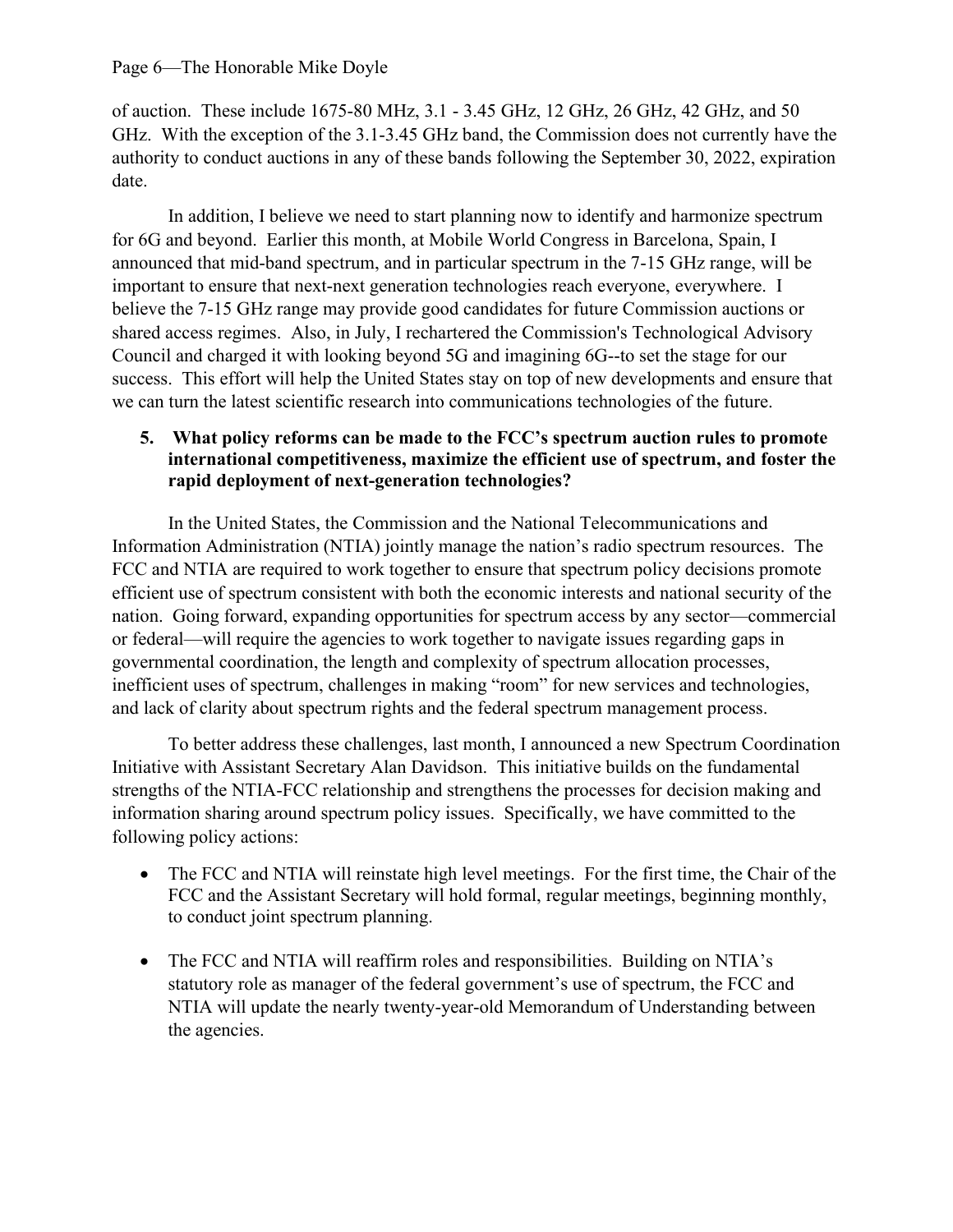of auction. These include 1675-80 MHz, 3.1 - 3.45 GHz, 12 GHz, 26 GHz, 42 GHz, and 50 GHz. With the exception of the 3.1-3.45 GHz band, the Commission does not currently have the authority to conduct auctions in any of these bands following the September 30, 2022, expiration date.

In addition, I believe we need to start planning now to identify and harmonize spectrum for 6G and beyond. Earlier this month, at Mobile World Congress in Barcelona, Spain, I announced that mid-band spectrum, and in particular spectrum in the 7-15 GHz range, will be important to ensure that next-next generation technologies reach everyone, everywhere. I believe the 7-15 GHz range may provide good candidates for future Commission auctions or shared access regimes. Also, in July, I rechartered the Commission's Technological Advisory Council and charged it with looking beyond 5G and imagining 6G--to set the stage for our success. This effort will help the United States stay on top of new developments and ensure that we can turn the latest scientific research into communications technologies of the future.

**5. What policy reforms can be made to the FCC's spectrum auction rules to promote international competitiveness, maximize the efficient use of spectrum, and foster the rapid deployment of next-generation technologies?**

In the United States, the Commission and the National Telecommunications and Information Administration (NTIA) jointly manage the nation's radio spectrum resources. The FCC and NTIA are required to work together to ensure that spectrum policy decisions promote efficient use of spectrum consistent with both the economic interests and national security of the nation. Going forward, expanding opportunities for spectrum access by any sector—commercial or federal—will require the agencies to work together to navigate issues regarding gaps in governmental coordination, the length and complexity of spectrum allocation processes, inefficient uses of spectrum, challenges in making "room" for new services and technologies, and lack of clarity about spectrum rights and the federal spectrum management process.

To better address these challenges, last month, I announced a new Spectrum Coordination Initiative with Assistant Secretary Alan Davidson. This initiative builds on the fundamental strengths of the NTIA-FCC relationship and strengthens the processes for decision making and information sharing around spectrum policy issues. Specifically, we have committed to the following policy actions:

- The FCC and NTIA will reinstate high level meetings. For the first time, the Chair of the FCC and the Assistant Secretary will hold formal, regular meetings, beginning monthly, to conduct joint spectrum planning.

- The FCC and NTIA will reaffirm roles and responsibilities. Building on NTIA's statutory role as manager of the federal government's use of spectrum, the FCC and NTIA will update the nearly twenty-year-old Memorandum of Understanding between the agencies.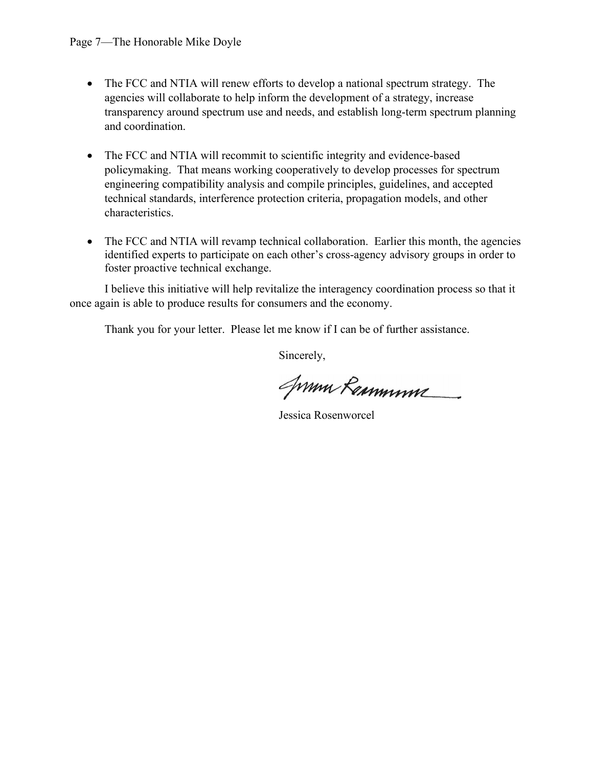- The FCC and NTIA will renew efforts to develop a national spectrum strategy. The agencies will collaborate to help inform the development of a strategy, increase transparency around spectrum use and needs, and establish long-term spectrum planning and coordination.

- The FCC and NTIA will recommit to scientific integrity and evidence-based policymaking. That means working cooperatively to develop processes for spectrum engineering compatibility analysis and compile principles, guidelines, and accepted technical standards, interference protection criteria, propagation models, and other characteristics.

- The FCC and NTIA will revamp technical collaboration. Earlier this month, the agencies identified experts to participate on each other's cross-agency advisory groups in order to foster proactive technical exchange.

I believe this initiative will help revitalize the interagency coordination process so that it once again is able to produce results for consumers and the economy.

Thank you for your letter. Please let me know if I can be of further assistance.

Sincerely,

Jessica Rosenworcel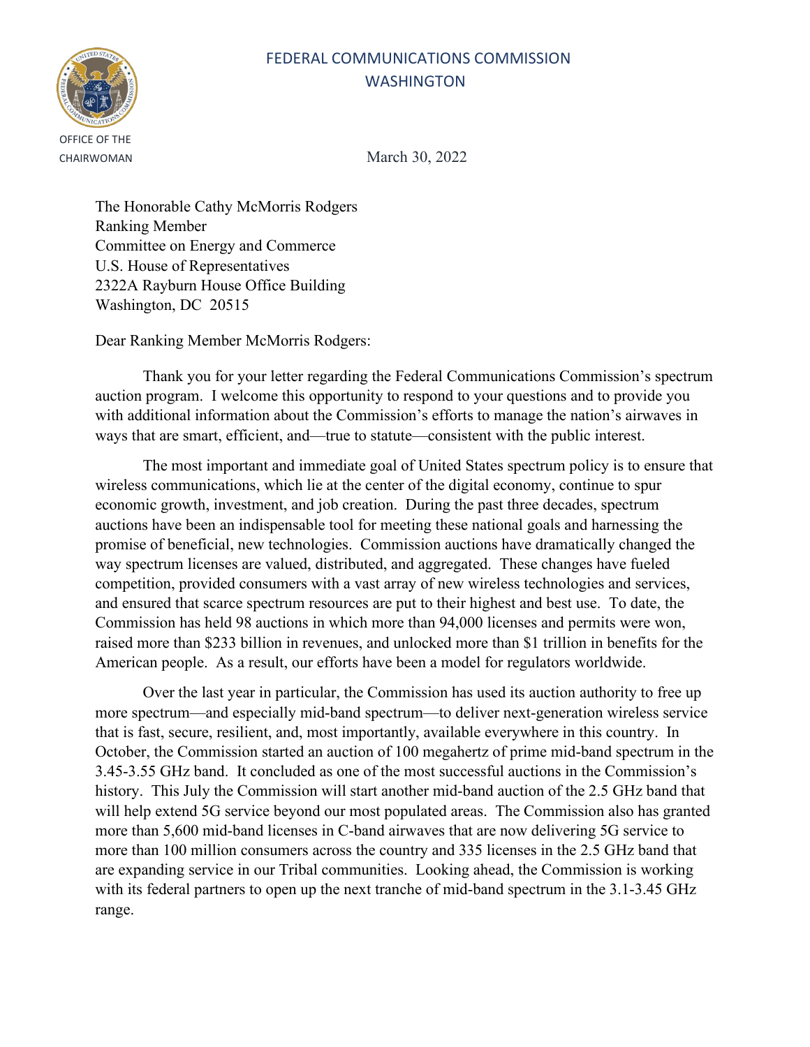FEDERAL COMMUNICATIONS COMMISSION
WASHINGTON

OFFICE OF THE CHAIRWOMAN

March 30, 2022

The Honorable Cathy McMorris Rodgers
Ranking Member
Committee on Energy and Commerce
U.S. House of Representatives
2322A Rayburn House Office Building
Washington, DC 20515

Dear Ranking Member McMorris Rodgers:

Thank you for your letter regarding the Federal Communications Commission's spectrum auction program. I welcome this opportunity to respond to your questions and to provide you with additional information about the Commission's efforts to manage the nation's airwaves in ways that are smart, efficient, and—true to statute—consistent with the public interest.

The most important and immediate goal of United States spectrum policy is to ensure that wireless communications, which lie at the center of the digital economy, continue to spur economic growth, investment, and job creation. During the past three decades, spectrum auctions have been an indispensable tool for meeting these national goals and harnessing the promise of beneficial, new technologies. Commission auctions have dramatically changed the way spectrum licenses are valued, distributed, and aggregated. These changes have fueled competition, provided consumers with a vast array of new wireless technologies and services, and ensured that scarce spectrum resources are put to their highest and best use. To date, the Commission has held 98 auctions in which more than 94,000 licenses and permits were won, raised more than $233 billion in revenues, and unlocked more than $1 trillion in benefits for the American people. As a result, our efforts have been a model for regulators worldwide.

Over the last year in particular, the Commission has used its auction authority to free up more spectrum—and especially mid-band spectrum—to deliver next-generation wireless service that is fast, secure, resilient, and, most importantly, available everywhere in this country. In October, the Commission started an auction of 100 megahertz of prime mid-band spectrum in the 3.45-3.55 GHz band. It concluded as one of the most successful auctions in the Commission's history. This July the Commission will start another mid-band auction of the 2.5 GHz band that will help extend 5G service beyond our most populated areas. The Commission also has granted more than 5,600 mid-band licenses in C-band airwaves that are now delivering 5G service to more than 100 million consumers across the country and 335 licenses in the 2.5 GHz band that are expanding service in our Tribal communities. Looking ahead, the Commission is working with its federal partners to open up the next tranche of mid-band spectrum in the 3.1-3.45 GHz range.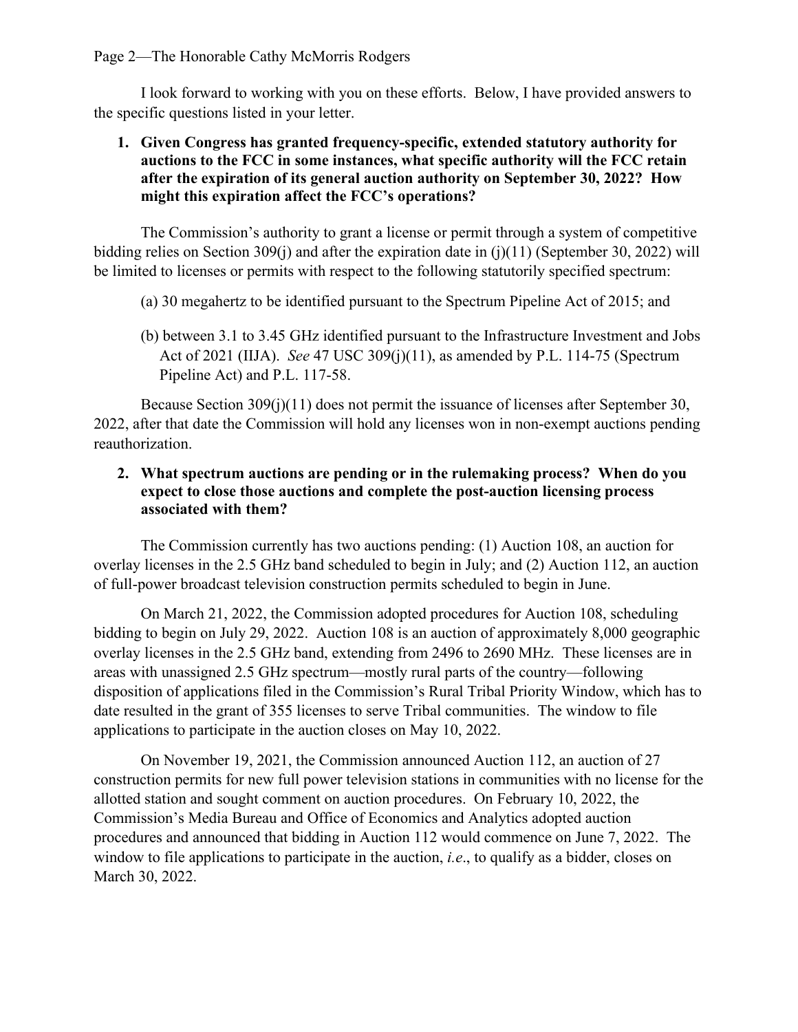I look forward to working with you on these efforts. Below, I have provided answers to the specific questions listed in your letter.

1. **Given Congress has granted frequency-specific, extended statutory authority for auctions to the FCC in some instances, what specific authority will the FCC retain after the expiration of its general auction authority on September 30, 2022? How might this expiration affect the FCC's operations?**

The Commission's authority to grant a license or permit through a system of competitive bidding relies on Section 309(j) and after the expiration date in (j)(11) (September 30, 2022) will be limited to licenses or permits with respect to the following statutorily specified spectrum:

(a) 30 megahertz to be identified pursuant to the Spectrum Pipeline Act of 2015; and

(b) between 3.1 to 3.45 GHz identified pursuant to the Infrastructure Investment and Jobs Act of 2021 (IIJA). *See* 47 USC 309(j)(11), as amended by P.L. 114-75 (Spectrum Pipeline Act) and P.L. 117-58.

Because Section 309(j)(11) does not permit the issuance of licenses after September 30, 2022, after that date the Commission will hold any licenses won in non-exempt auctions pending reauthorization.

2. **What spectrum auctions are pending or in the rulemaking process? When do you expect to close those auctions and complete the post-auction licensing process associated with them?**

The Commission currently has two auctions pending: (1) Auction 108, an auction for overlay licenses in the 2.5 GHz band scheduled to begin in July; and (2) Auction 112, an auction of full-power broadcast television construction permits scheduled to begin in June.

On March 21, 2022, the Commission adopted procedures for Auction 108, scheduling bidding to begin on July 29, 2022. Auction 108 is an auction of approximately 8,000 geographic overlay licenses in the 2.5 GHz band, extending from 2496 to 2690 MHz. These licenses are in areas with unassigned 2.5 GHz spectrum—mostly rural parts of the country—following disposition of applications filed in the Commission's Rural Tribal Priority Window, which has to date resulted in the grant of 355 licenses to serve Tribal communities. The window to file applications to participate in the auction closes on May 10, 2022.

On November 19, 2021, the Commission announced Auction 112, an auction of 27 construction permits for new full power television stations in communities with no license for the allotted station and sought comment on auction procedures. On February 10, 2022, the Commission's Media Bureau and Office of Economics and Analytics adopted auction procedures and announced that bidding in Auction 112 would commence on June 7, 2022. The window to file applications to participate in the auction, *i.e*., to qualify as a bidder, closes on March 30, 2022.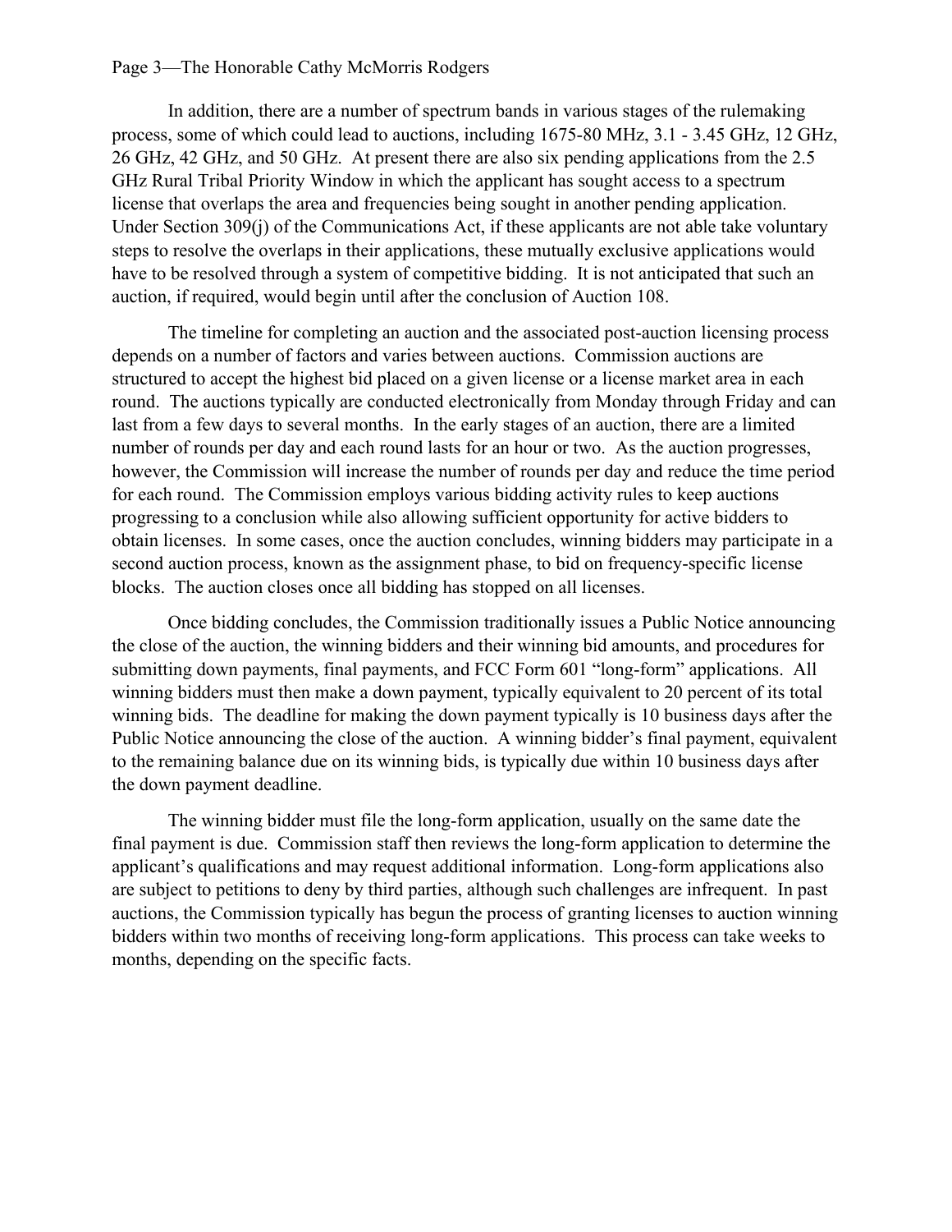In addition, there are a number of spectrum bands in various stages of the rulemaking process, some of which could lead to auctions, including 1675-80 MHz, 3.1 - 3.45 GHz, 12 GHz, 26 GHz, 42 GHz, and 50 GHz. At present there are also six pending applications from the 2.5 GHz Rural Tribal Priority Window in which the applicant has sought access to a spectrum license that overlaps the area and frequencies being sought in another pending application. Under Section 309(j) of the Communications Act, if these applicants are not able take voluntary steps to resolve the overlaps in their applications, these mutually exclusive applications would have to be resolved through a system of competitive bidding. It is not anticipated that such an auction, if required, would begin until after the conclusion of Auction 108.

The timeline for completing an auction and the associated post-auction licensing process depends on a number of factors and varies between auctions. Commission auctions are structured to accept the highest bid placed on a given license or a license market area in each round. The auctions typically are conducted electronically from Monday through Friday and can last from a few days to several months. In the early stages of an auction, there are a limited number of rounds per day and each round lasts for an hour or two. As the auction progresses, however, the Commission will increase the number of rounds per day and reduce the time period for each round. The Commission employs various bidding activity rules to keep auctions progressing to a conclusion while also allowing sufficient opportunity for active bidders to obtain licenses. In some cases, once the auction concludes, winning bidders may participate in a second auction process, known as the assignment phase, to bid on frequency-specific license blocks. The auction closes once all bidding has stopped on all licenses.

Once bidding concludes, the Commission traditionally issues a Public Notice announcing the close of the auction, the winning bidders and their winning bid amounts, and procedures for submitting down payments, final payments, and FCC Form 601 "long-form" applications. All winning bidders must then make a down payment, typically equivalent to 20 percent of its total winning bids. The deadline for making the down payment typically is 10 business days after the Public Notice announcing the close of the auction. A winning bidder's final payment, equivalent to the remaining balance due on its winning bids, is typically due within 10 business days after the down payment deadline.

The winning bidder must file the long-form application, usually on the same date the final payment is due. Commission staff then reviews the long-form application to determine the applicant's qualifications and may request additional information. Long-form applications also are subject to petitions to deny by third parties, although such challenges are infrequent. In past auctions, the Commission typically has begun the process of granting licenses to auction winning bidders within two months of receiving long-form applications. This process can take weeks to months, depending on the specific facts.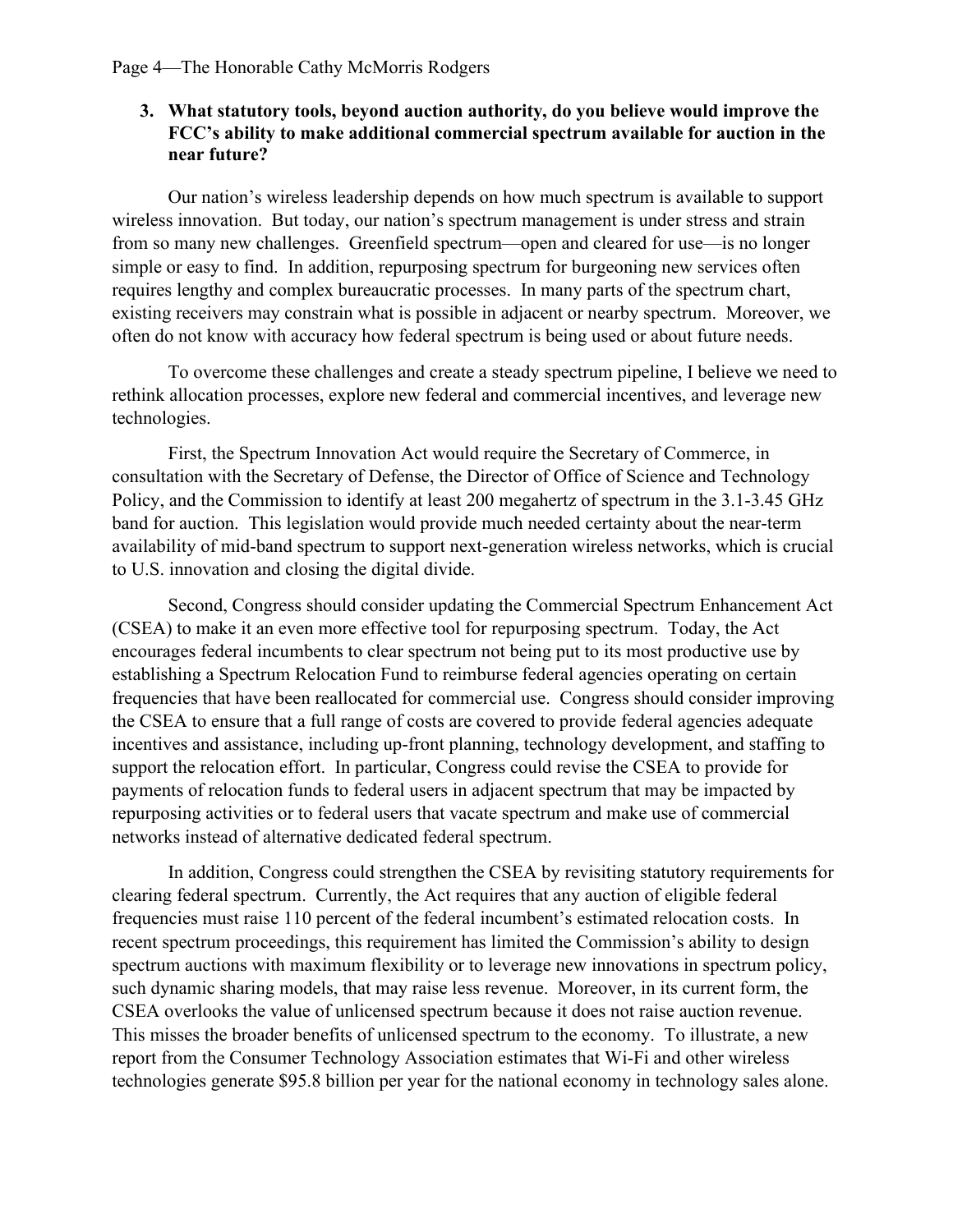**3. What statutory tools, beyond auction authority, do you believe would improve the FCC's ability to make additional commercial spectrum available for auction in the near future?**

Our nation's wireless leadership depends on how much spectrum is available to support wireless innovation. But today, our nation's spectrum management is under stress and strain from so many new challenges. Greenfield spectrum—open and cleared for use—is no longer simple or easy to find. In addition, repurposing spectrum for burgeoning new services often requires lengthy and complex bureaucratic processes. In many parts of the spectrum chart, existing receivers may constrain what is possible in adjacent or nearby spectrum. Moreover, we often do not know with accuracy how federal spectrum is being used or about future needs.

To overcome these challenges and create a steady spectrum pipeline, I believe we need to rethink allocation processes, explore new federal and commercial incentives, and leverage new technologies.

First, the Spectrum Innovation Act would require the Secretary of Commerce, in consultation with the Secretary of Defense, the Director of Office of Science and Technology Policy, and the Commission to identify at least 200 megahertz of spectrum in the 3.1-3.45 GHz band for auction. This legislation would provide much needed certainty about the near-term availability of mid-band spectrum to support next-generation wireless networks, which is crucial to U.S. innovation and closing the digital divide.

Second, Congress should consider updating the Commercial Spectrum Enhancement Act (CSEA) to make it an even more effective tool for repurposing spectrum. Today, the Act encourages federal incumbents to clear spectrum not being put to its most productive use by establishing a Spectrum Relocation Fund to reimburse federal agencies operating on certain frequencies that have been reallocated for commercial use. Congress should consider improving the CSEA to ensure that a full range of costs are covered to provide federal agencies adequate incentives and assistance, including up-front planning, technology development, and staffing to support the relocation effort. In particular, Congress could revise the CSEA to provide for payments of relocation funds to federal users in adjacent spectrum that may be impacted by repurposing activities or to federal users that vacate spectrum and make use of commercial networks instead of alternative dedicated federal spectrum.

In addition, Congress could strengthen the CSEA by revisiting statutory requirements for clearing federal spectrum. Currently, the Act requires that any auction of eligible federal frequencies must raise 110 percent of the federal incumbent's estimated relocation costs. In recent spectrum proceedings, this requirement has limited the Commission's ability to design spectrum auctions with maximum flexibility or to leverage new innovations in spectrum policy, such dynamic sharing models, that may raise less revenue. Moreover, in its current form, the CSEA overlooks the value of unlicensed spectrum because it does not raise auction revenue. This misses the broader benefits of unlicensed spectrum to the economy. To illustrate, a new report from the Consumer Technology Association estimates that Wi-Fi and other wireless technologies generate $95.8 billion per year for the national economy in technology sales alone.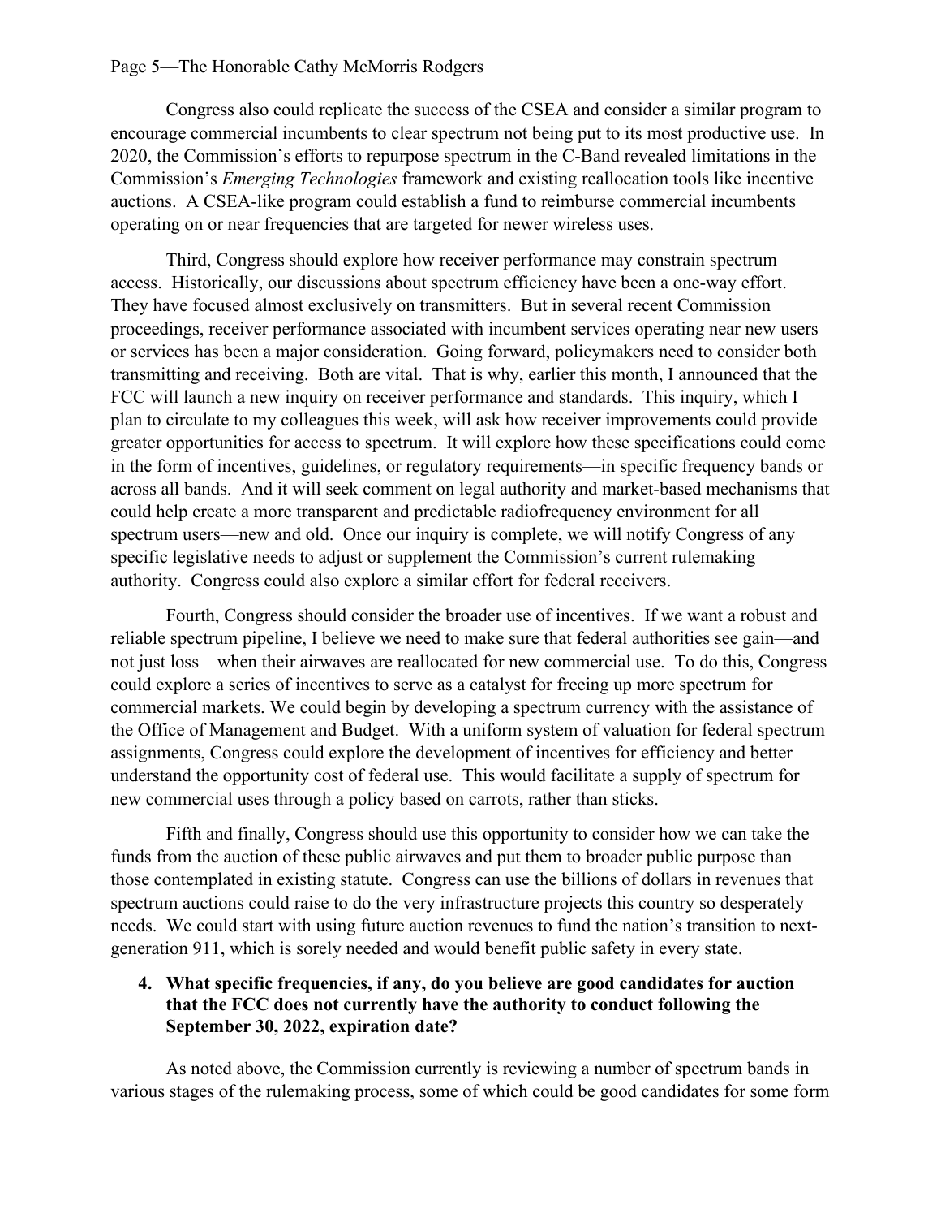Congress also could replicate the success of the CSEA and consider a similar program to encourage commercial incumbents to clear spectrum not being put to its most productive use. In 2020, the Commission's efforts to repurpose spectrum in the C-Band revealed limitations in the Commission's *Emerging Technologies* framework and existing reallocation tools like incentive auctions. A CSEA-like program could establish a fund to reimburse commercial incumbents operating on or near frequencies that are targeted for newer wireless uses.

Third, Congress should explore how receiver performance may constrain spectrum access. Historically, our discussions about spectrum efficiency have been a one-way effort. They have focused almost exclusively on transmitters. But in several recent Commission proceedings, receiver performance associated with incumbent services operating near new users or services has been a major consideration. Going forward, policymakers need to consider both transmitting and receiving. Both are vital. That is why, earlier this month, I announced that the FCC will launch a new inquiry on receiver performance and standards. This inquiry, which I plan to circulate to my colleagues this week, will ask how receiver improvements could provide greater opportunities for access to spectrum. It will explore how these specifications could come in the form of incentives, guidelines, or regulatory requirements—in specific frequency bands or across all bands. And it will seek comment on legal authority and market-based mechanisms that could help create a more transparent and predictable radiofrequency environment for all spectrum users—new and old. Once our inquiry is complete, we will notify Congress of any specific legislative needs to adjust or supplement the Commission's current rulemaking authority. Congress could also explore a similar effort for federal receivers.

Fourth, Congress should consider the broader use of incentives. If we want a robust and reliable spectrum pipeline, I believe we need to make sure that federal authorities see gain—and not just loss—when their airwaves are reallocated for new commercial use. To do this, Congress could explore a series of incentives to serve as a catalyst for freeing up more spectrum for commercial markets. We could begin by developing a spectrum currency with the assistance of the Office of Management and Budget. With a uniform system of valuation for federal spectrum assignments, Congress could explore the development of incentives for efficiency and better understand the opportunity cost of federal use. This would facilitate a supply of spectrum for new commercial uses through a policy based on carrots, rather than sticks.

Fifth and finally, Congress should use this opportunity to consider how we can take the funds from the auction of these public airwaves and put them to broader public purpose than those contemplated in existing statute. Congress can use the billions of dollars in revenues that spectrum auctions could raise to do the very infrastructure projects this country so desperately needs. We could start with using future auction revenues to fund the nation's transition to next-generation 911, which is sorely needed and would benefit public safety in every state.

4. **What specific frequencies, if any, do you believe are good candidates for auction that the FCC does not currently have the authority to conduct following the September 30, 2022, expiration date?**

As noted above, the Commission currently is reviewing a number of spectrum bands in various stages of the rulemaking process, some of which could be good candidates for some form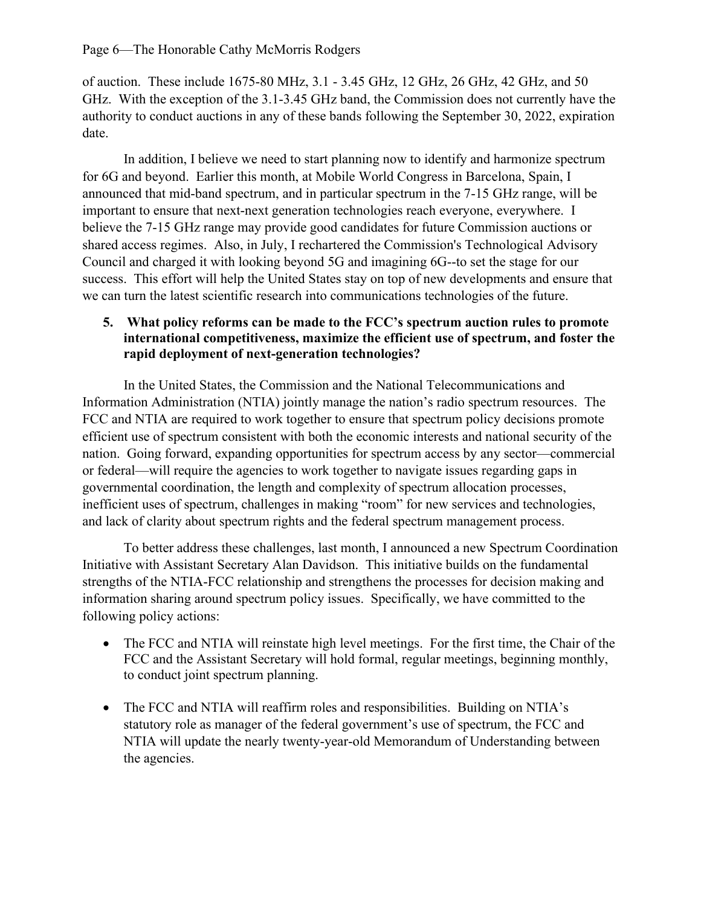of auction. These include 1675-80 MHz, 3.1 - 3.45 GHz, 12 GHz, 26 GHz, 42 GHz, and 50 GHz. With the exception of the 3.1-3.45 GHz band, the Commission does not currently have the authority to conduct auctions in any of these bands following the September 30, 2022, expiration date.

In addition, I believe we need to start planning now to identify and harmonize spectrum for 6G and beyond. Earlier this month, at Mobile World Congress in Barcelona, Spain, I announced that mid-band spectrum, and in particular spectrum in the 7-15 GHz range, will be important to ensure that next-next generation technologies reach everyone, everywhere. I believe the 7-15 GHz range may provide good candidates for future Commission auctions or shared access regimes. Also, in July, I rechartered the Commission's Technological Advisory Council and charged it with looking beyond 5G and imagining 6G--to set the stage for our success. This effort will help the United States stay on top of new developments and ensure that we can turn the latest scientific research into communications technologies of the future.

**5. What policy reforms can be made to the FCC's spectrum auction rules to promote international competitiveness, maximize the efficient use of spectrum, and foster the rapid deployment of next-generation technologies?**

In the United States, the Commission and the National Telecommunications and Information Administration (NTIA) jointly manage the nation's radio spectrum resources. The FCC and NTIA are required to work together to ensure that spectrum policy decisions promote efficient use of spectrum consistent with both the economic interests and national security of the nation. Going forward, expanding opportunities for spectrum access by any sector—commercial or federal—will require the agencies to work together to navigate issues regarding gaps in governmental coordination, the length and complexity of spectrum allocation processes, inefficient uses of spectrum, challenges in making "room" for new services and technologies, and lack of clarity about spectrum rights and the federal spectrum management process.

To better address these challenges, last month, I announced a new Spectrum Coordination Initiative with Assistant Secretary Alan Davidson. This initiative builds on the fundamental strengths of the NTIA-FCC relationship and strengthens the processes for decision making and information sharing around spectrum policy issues. Specifically, we have committed to the following policy actions:

- The FCC and NTIA will reinstate high level meetings. For the first time, the Chair of the FCC and the Assistant Secretary will hold formal, regular meetings, beginning monthly, to conduct joint spectrum planning.
- The FCC and NTIA will reaffirm roles and responsibilities. Building on NTIA's statutory role as manager of the federal government's use of spectrum, the FCC and NTIA will update the nearly twenty-year-old Memorandum of Understanding between the agencies.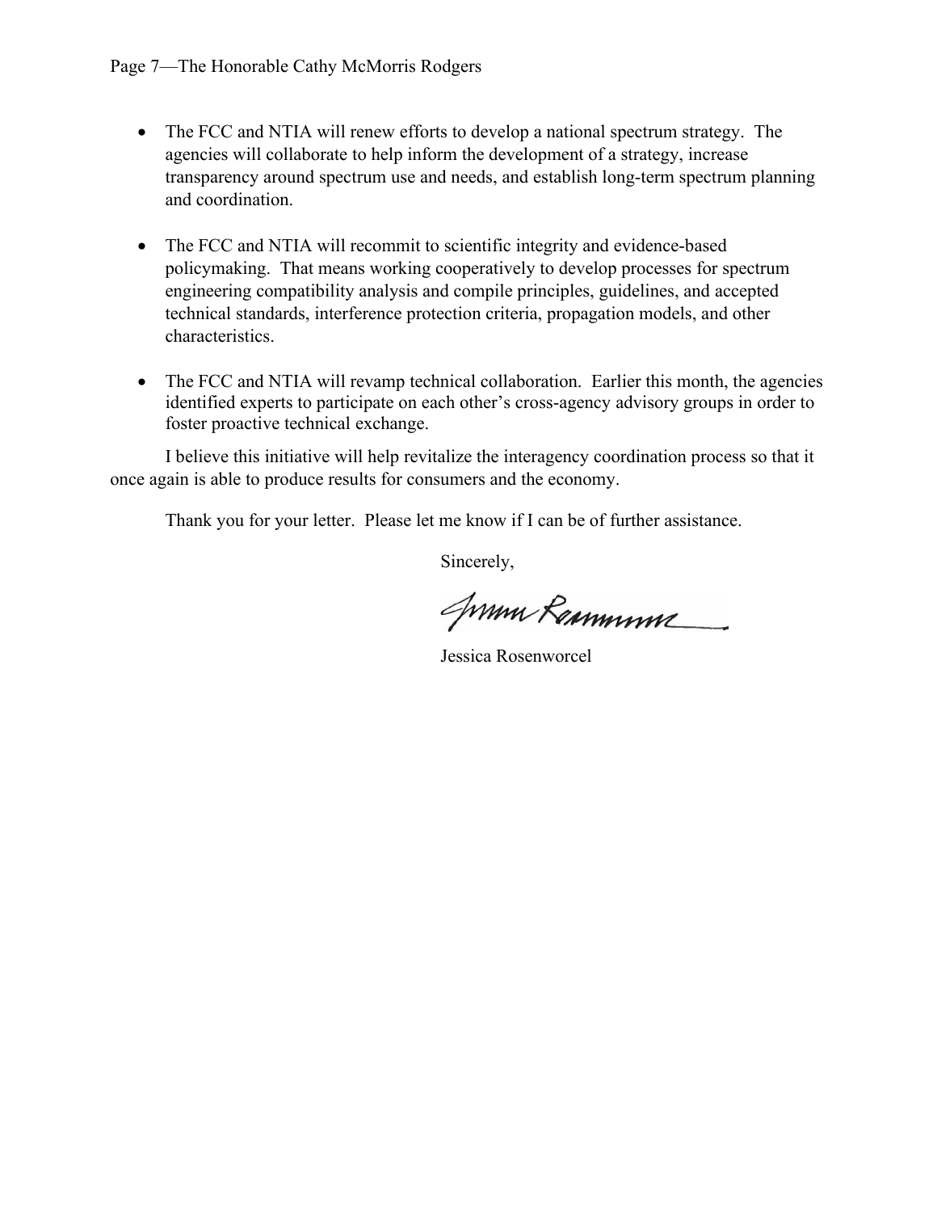- The FCC and NTIA will renew efforts to develop a national spectrum strategy. The agencies will collaborate to help inform the development of a strategy, increase transparency around spectrum use and needs, and establish long-term spectrum planning and coordination.

- The FCC and NTIA will recommit to scientific integrity and evidence-based policymaking. That means working cooperatively to develop processes for spectrum engineering compatibility analysis and compile principles, guidelines, and accepted technical standards, interference protection criteria, propagation models, and other characteristics.

- The FCC and NTIA will revamp technical collaboration. Earlier this month, the agencies identified experts to participate on each other's cross-agency advisory groups in order to foster proactive technical exchange.

I believe this initiative will help revitalize the interagency coordination process so that it once again is able to produce results for consumers and the economy.

Thank you for your letter. Please let me know if I can be of further assistance.

Sincerely,

Jessica Rosenworcel